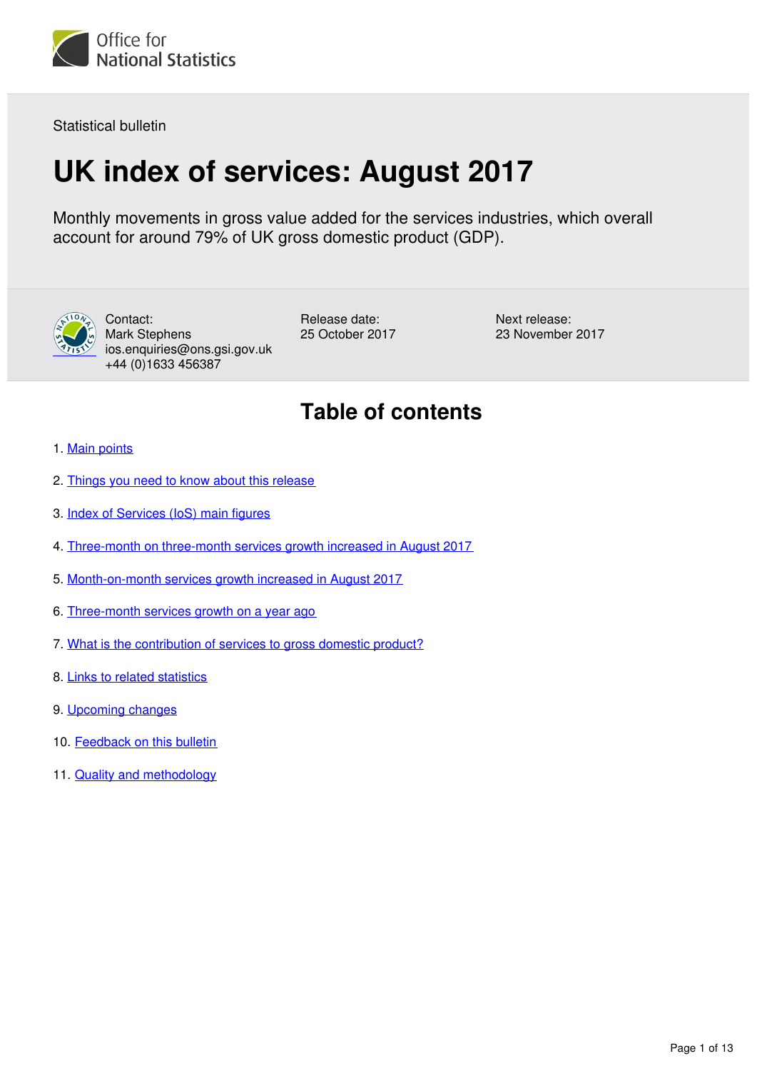Office for National Statistics

Statistical bulletin

# UK index of services: August 2017

Monthly movements in gross value added for the services industries, which overall account for around 79% of UK gross domestic product (GDP).

Contact:
Mark Stephens
ios.enquiries@ons.gsi.gov.uk
+44 (0)1633 456387

Release date:
25 October 2017

Next release:
23 November 2017

## Table of contents

1. Main points
2. Things you need to know about this release
3. Index of Services (IoS) main figures
4. Three-month on three-month services growth increased in August 2017
5. Month-on-month services growth increased in August 2017
6. Three-month services growth on a year ago
7. What is the contribution of services to gross domestic product?
8. Links to related statistics
9. Upcoming changes
10. Feedback on this bulletin
11. Quality and methodology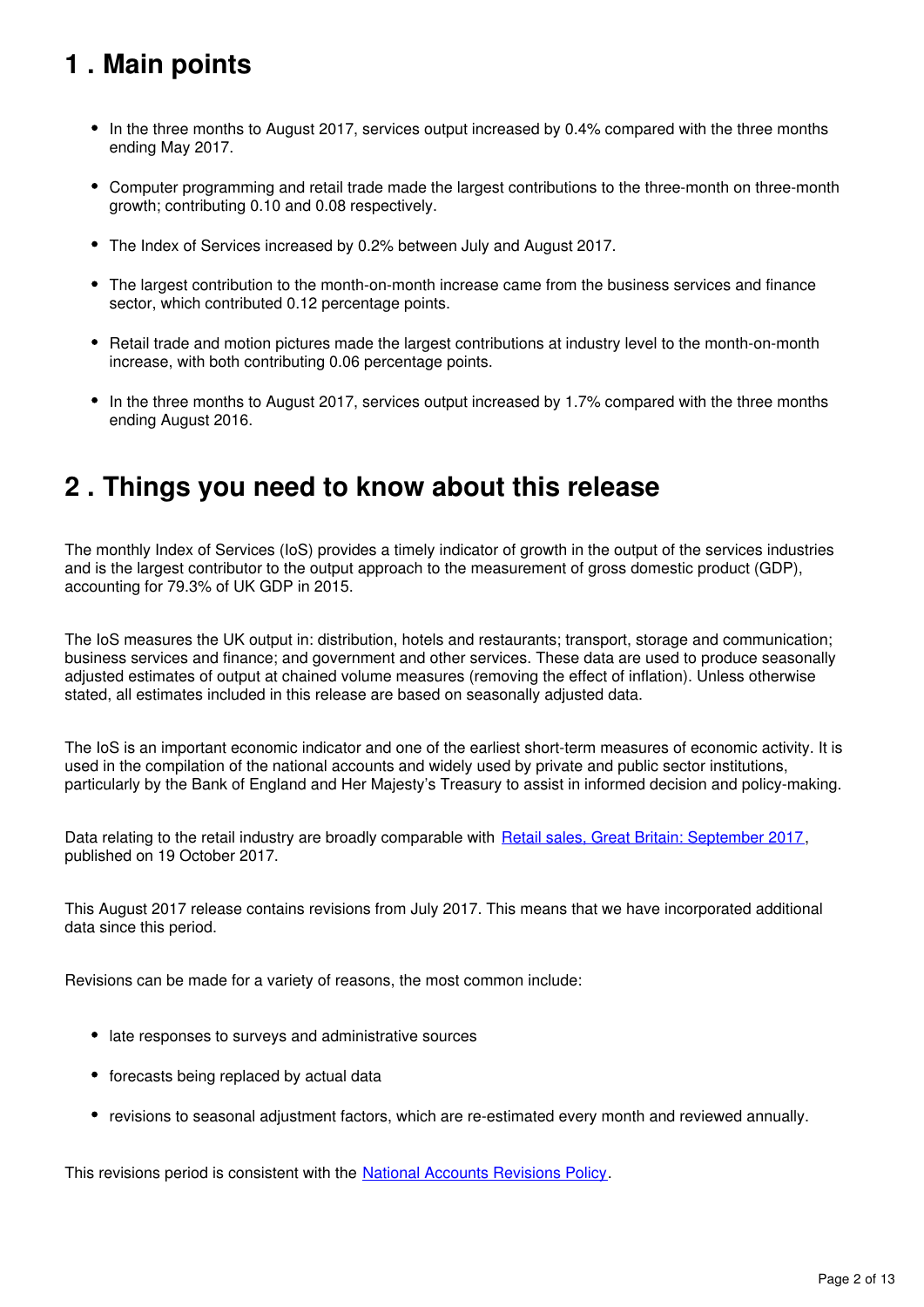## 1 . Main points

- In the three months to August 2017, services output increased by 0.4% compared with the three months ending May 2017.
- Computer programming and retail trade made the largest contributions to the three-month on three-month growth; contributing 0.10 and 0.08 respectively.
- The Index of Services increased by 0.2% between July and August 2017.
- The largest contribution to the month-on-month increase came from the business services and finance sector, which contributed 0.12 percentage points.
- Retail trade and motion pictures made the largest contributions at industry level to the month-on-month increase, with both contributing 0.06 percentage points.
- In the three months to August 2017, services output increased by 1.7% compared with the three months ending August 2016.

## 2 . Things you need to know about this release

The monthly Index of Services (IoS) provides a timely indicator of growth in the output of the services industries and is the largest contributor to the output approach to the measurement of gross domestic product (GDP), accounting for 79.3% of UK GDP in 2015.

The IoS measures the UK output in: distribution, hotels and restaurants; transport, storage and communication; business services and finance; and government and other services. These data are used to produce seasonally adjusted estimates of output at chained volume measures (removing the effect of inflation). Unless otherwise stated, all estimates included in this release are based on seasonally adjusted data.

The IoS is an important economic indicator and one of the earliest short-term measures of economic activity. It is used in the compilation of the national accounts and widely used by private and public sector institutions, particularly by the Bank of England and Her Majesty's Treasury to assist in informed decision and policy-making.

Data relating to the retail industry are broadly comparable with Retail sales, Great Britain: September 2017, published on 19 October 2017.

This August 2017 release contains revisions from July 2017. This means that we have incorporated additional data since this period.

Revisions can be made for a variety of reasons, the most common include:

- late responses to surveys and administrative sources
- forecasts being replaced by actual data
- revisions to seasonal adjustment factors, which are re-estimated every month and reviewed annually.

This revisions period is consistent with the National Accounts Revisions Policy.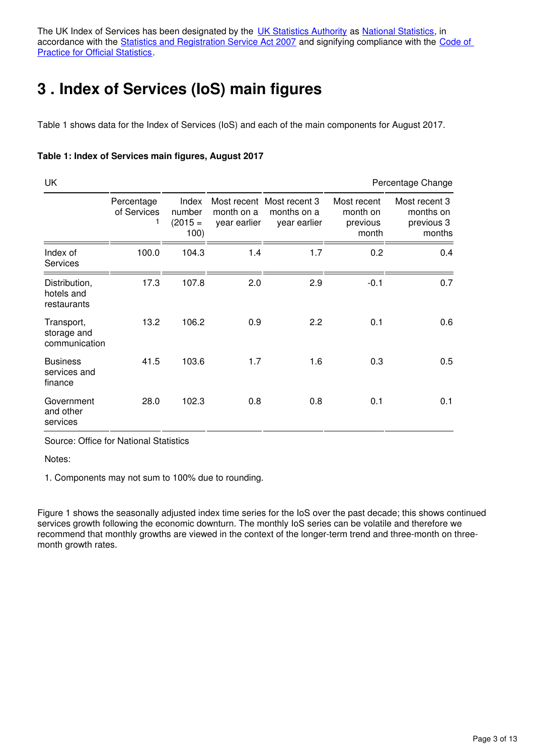The UK Index of Services has been designated by the [UK Statistics Authority](#) as [National Statistics](#), in accordance with the [Statistics and Registration Service Act 2007](#) and signifying compliance with the [Code of Practice for Official Statistics](#).

# 3 . Index of Services (IoS) main figures

Table 1 shows data for the Index of Services (IoS) and each of the main components for August 2017.

**Table 1: Index of Services main figures, August 2017**

| UK | | | | | | Percentage Change |
|---|---|---|---|---|---|---|
| | Percentage of Services 1 | Index number (2015 = 100) | Most recent month on a year earlier | Most recent 3 months on a year earlier | Most recent month on previous month | Most recent 3 months on previous 3 months |
| Index of Services | 100.0 | 104.3 | 1.4 | 1.7 | 0.2 | 0.4 |
| Distribution, hotels and restaurants | 17.3 | 107.8 | 2.0 | 2.9 | -0.1 | 0.7 |
| Transport, storage and communication | 13.2 | 106.2 | 0.9 | 2.2 | 0.1 | 0.6 |
| Business services and finance | 41.5 | 103.6 | 1.7 | 1.6 | 0.3 | 0.5 |
| Government and other services | 28.0 | 102.3 | 0.8 | 0.8 | 0.1 | 0.1 |

Source: Office for National Statistics

Notes:

1. Components may not sum to 100% due to rounding.

Figure 1 shows the seasonally adjusted index time series for the IoS over the past decade; this shows continued services growth following the economic downturn. The monthly IoS series can be volatile and therefore we recommend that monthly growths are viewed in the context of the longer-term trend and three-month on three-month growth rates.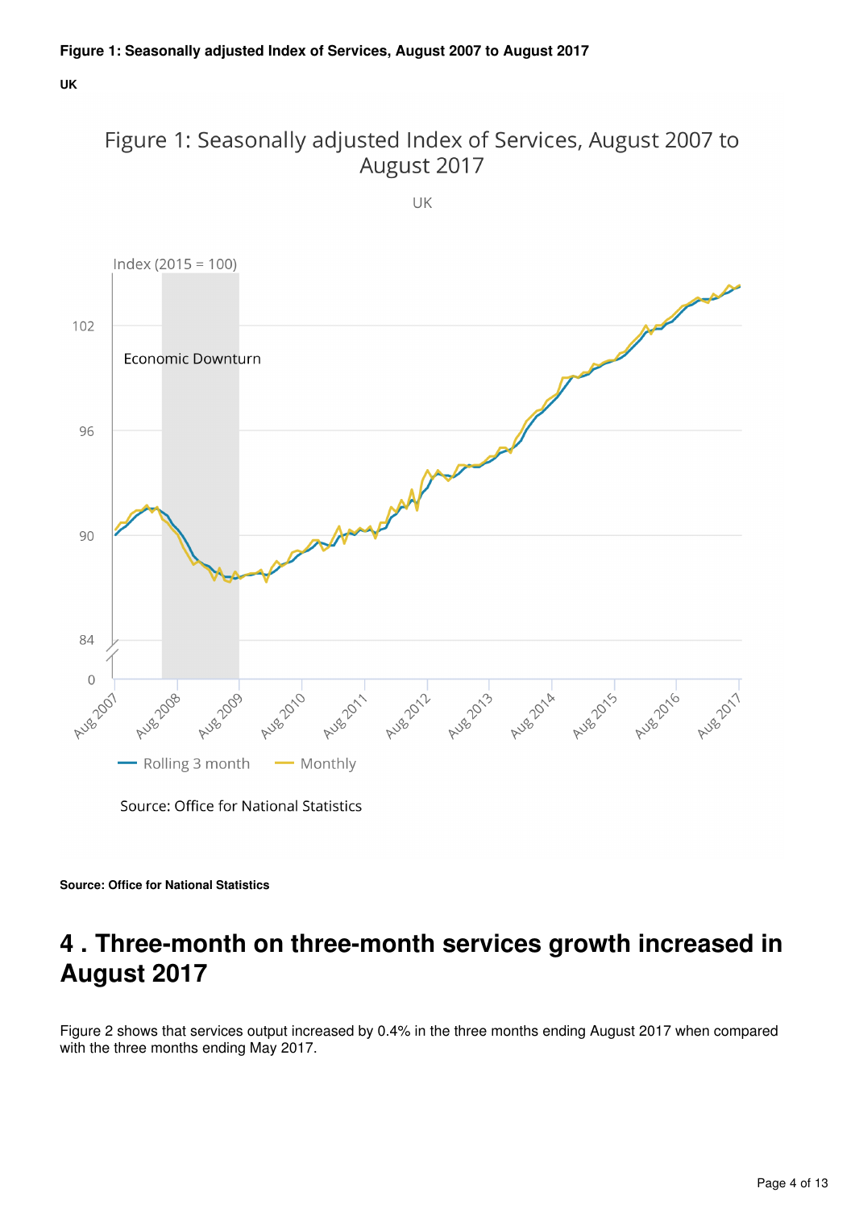**Figure 1: Seasonally adjusted Index of Services, August 2007 to August 2017**

**UK**

**Source: Office for National Statistics**

## 4 . Three-month on three-month services growth increased in August 2017

Figure 2 shows that services output increased by 0.4% in the three months ending August 2017 when compared with the three months ending May 2017.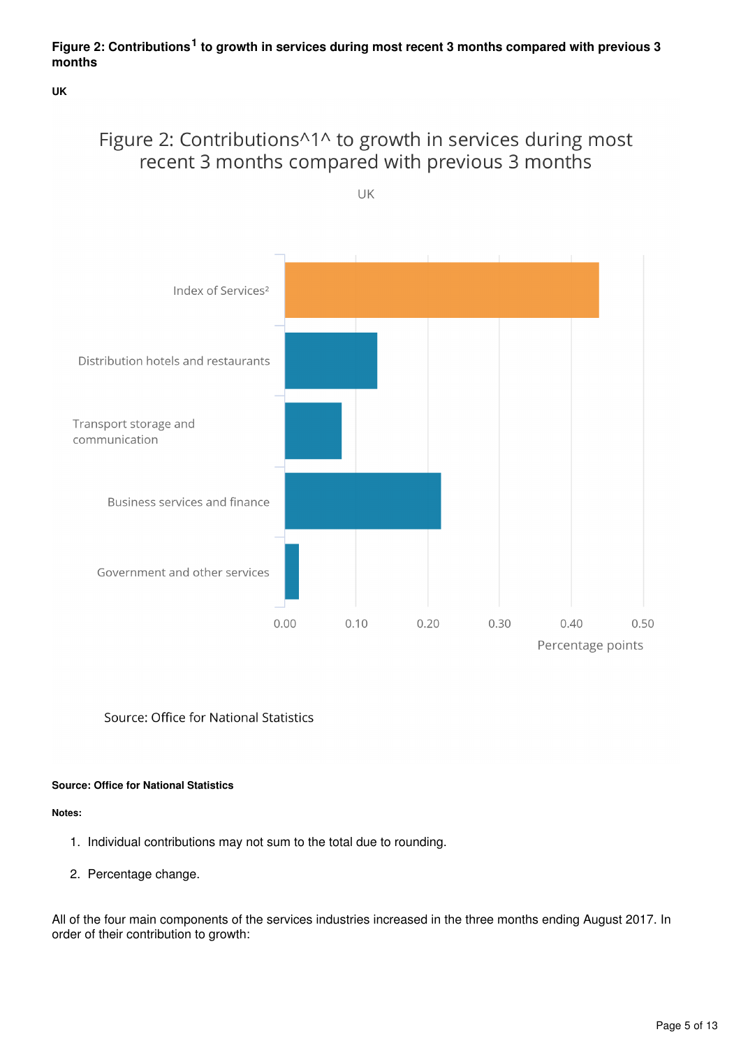**Figure 2: Contributions[1] to growth in services during most recent 3 months compared with previous 3 months**

**UK**

Figure 2: Contributions^1^ to growth in services during most recent 3 months compared with previous 3 months

UK

| | Percentage points |
|---|---|
| Index of Services² | 0.44 |
| Distribution hotels and restaurants | 0.13 |
| Transport storage and communication | 0.08 |
| Business services and finance | 0.22 |
| Government and other services | 0.02 |

Source: Office for National Statistics

**Source: Office for National Statistics**

**Notes:**

1. Individual contributions may not sum to the total due to rounding.
2. Percentage change.

All of the four main components of the services industries increased in the three months ending August 2017. In order of their contribution to growth: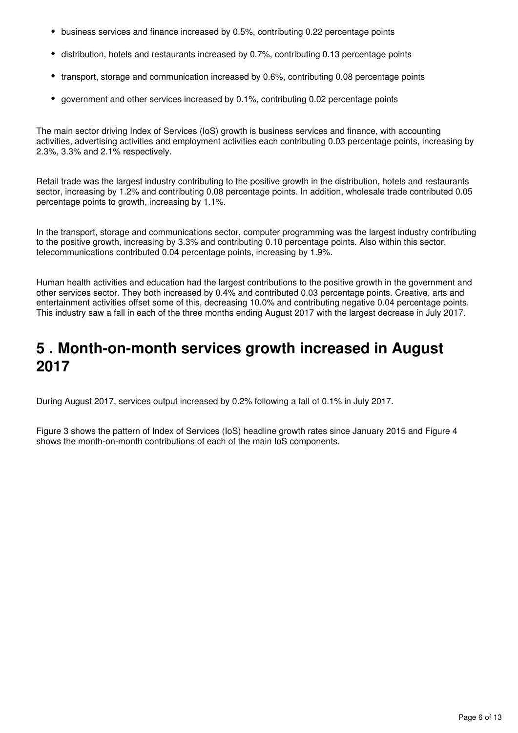- business services and finance increased by 0.5%, contributing 0.22 percentage points
- distribution, hotels and restaurants increased by 0.7%, contributing 0.13 percentage points
- transport, storage and communication increased by 0.6%, contributing 0.08 percentage points
- government and other services increased by 0.1%, contributing 0.02 percentage points

The main sector driving Index of Services (IoS) growth is business services and finance, with accounting activities, advertising activities and employment activities each contributing 0.03 percentage points, increasing by 2.3%, 3.3% and 2.1% respectively.

Retail trade was the largest industry contributing to the positive growth in the distribution, hotels and restaurants sector, increasing by 1.2% and contributing 0.08 percentage points. In addition, wholesale trade contributed 0.05 percentage points to growth, increasing by 1.1%.

In the transport, storage and communications sector, computer programming was the largest industry contributing to the positive growth, increasing by 3.3% and contributing 0.10 percentage points. Also within this sector, telecommunications contributed 0.04 percentage points, increasing by 1.9%.

Human health activities and education had the largest contributions to the positive growth in the government and other services sector. They both increased by 0.4% and contributed 0.03 percentage points. Creative, arts and entertainment activities offset some of this, decreasing 10.0% and contributing negative 0.04 percentage points. This industry saw a fall in each of the three months ending August 2017 with the largest decrease in July 2017.

## 5 . Month-on-month services growth increased in August 2017

During August 2017, services output increased by 0.2% following a fall of 0.1% in July 2017.

Figure 3 shows the pattern of Index of Services (IoS) headline growth rates since January 2015 and Figure 4 shows the month-on-month contributions of each of the main IoS components.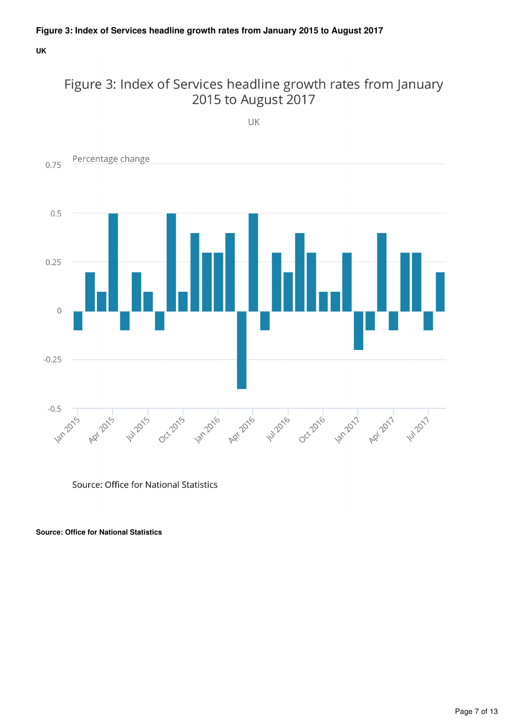### Figure 3: Index of Services headline growth rates from January 2015 to August 2017

**UK**

Figure 3: Index of Services headline growth rates from January 2015 to August 2017

UK

Percentage change

Source: Office for National Statistics

**Source: Office for National Statistics**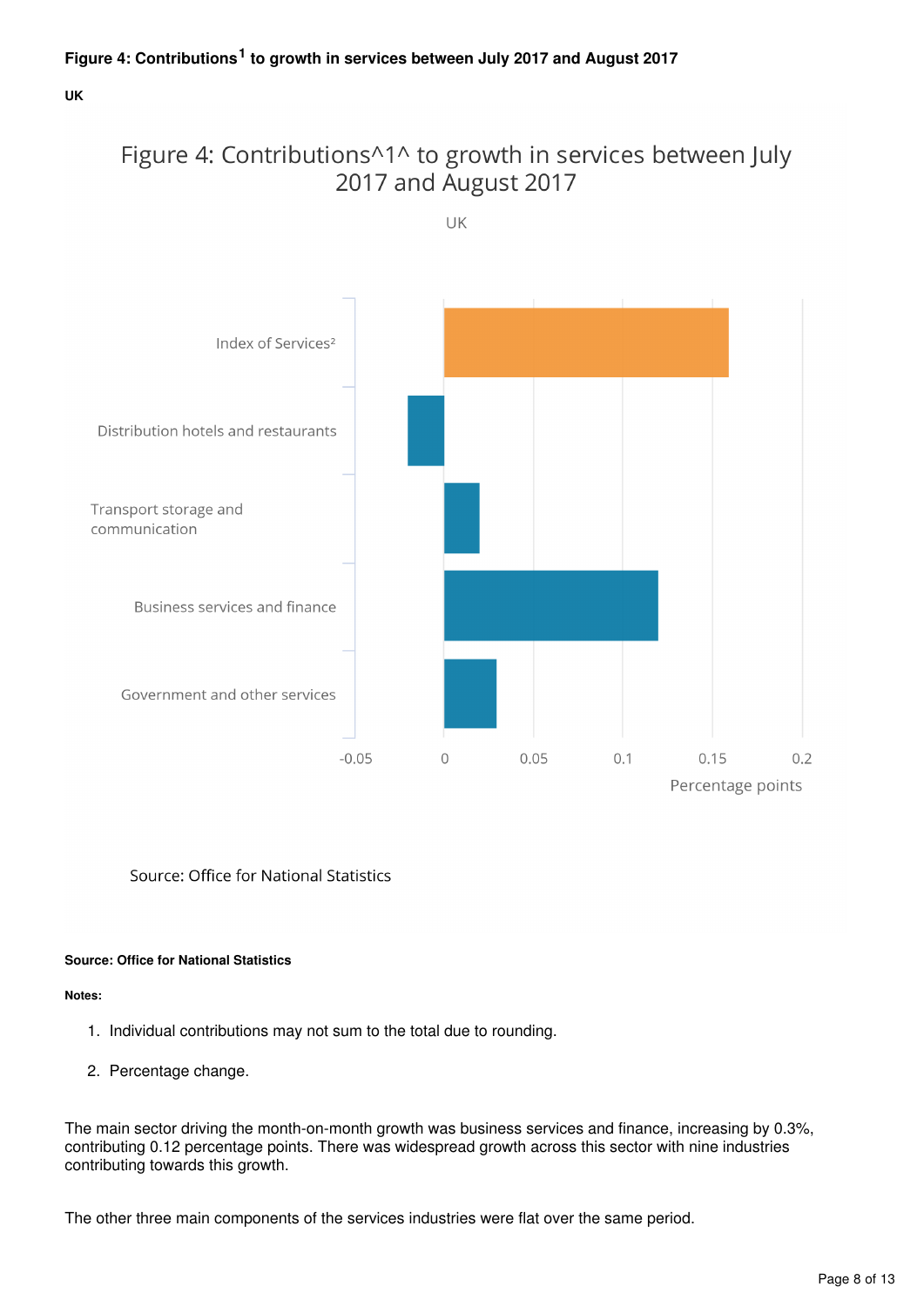**Figure 4: Contributions[1] to growth in services between July 2017 and August 2017**

**UK**

Figure 4: Contributions^1^ to growth in services between July 2017 and August 2017

UK

Source: Office for National Statistics

**Source: Office for National Statistics**

**Notes:**

1. Individual contributions may not sum to the total due to rounding.
2. Percentage change.

The main sector driving the month-on-month growth was business services and finance, increasing by 0.3%, contributing 0.12 percentage points. There was widespread growth across this sector with nine industries contributing towards this growth.

The other three main components of the services industries were flat over the same period.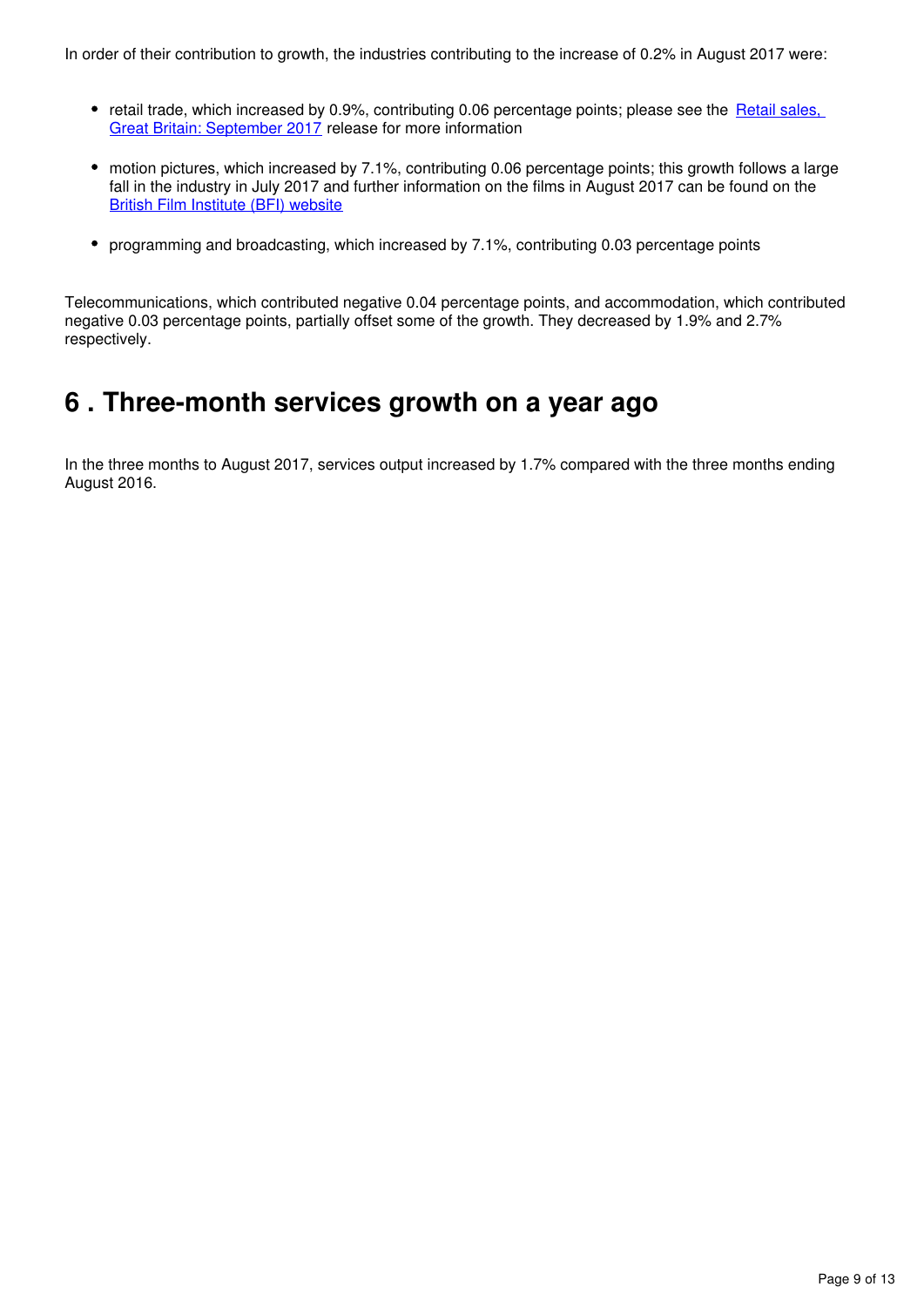In order of their contribution to growth, the industries contributing to the increase of 0.2% in August 2017 were:

- retail trade, which increased by 0.9%, contributing 0.06 percentage points; please see the [Retail sales, Great Britain: September 2017]() release for more information
- motion pictures, which increased by 7.1%, contributing 0.06 percentage points; this growth follows a large fall in the industry in July 2017 and further information on the films in August 2017 can be found on the [British Film Institute (BFI) website]()
- programming and broadcasting, which increased by 7.1%, contributing 0.03 percentage points

Telecommunications, which contributed negative 0.04 percentage points, and accommodation, which contributed negative 0.03 percentage points, partially offset some of the growth. They decreased by 1.9% and 2.7% respectively.

## 6 . Three-month services growth on a year ago

In the three months to August 2017, services output increased by 1.7% compared with the three months ending August 2016.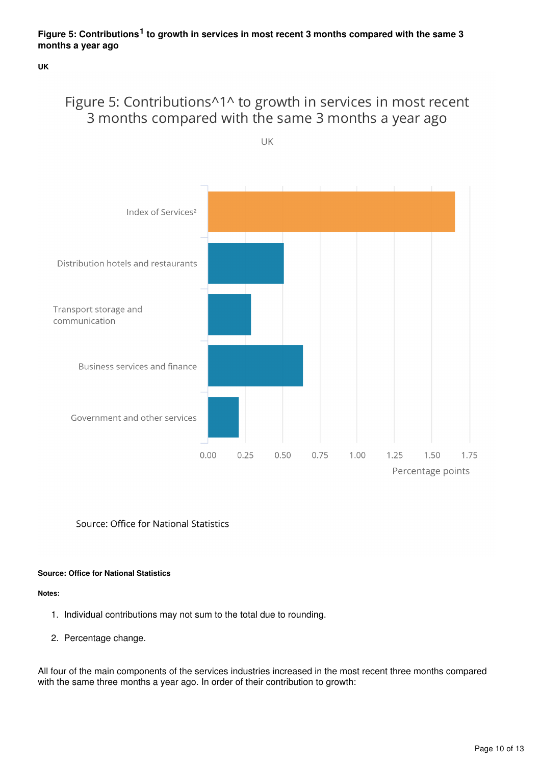**Figure 5: Contributions[1] to growth in services in most recent 3 months compared with the same 3 months a year ago**

**UK**

Figure 5: Contributions^1^ to growth in services in most recent 3 months compared with the same 3 months a year ago

UK

| Category | Percentage points |
|---|---|
| Index of Services² | ~1.65 |
| Distribution hotels and restaurants | ~0.51 |
| Transport storage and communication | ~0.29 |
| Business services and finance | ~0.64 |
| Government and other services | ~0.21 |

Source: Office for National Statistics

**Source: Office for National Statistics**

**Notes:**

1. Individual contributions may not sum to the total due to rounding.
2. Percentage change.

All four of the main components of the services industries increased in the most recent three months compared with the same three months a year ago. In order of their contribution to growth: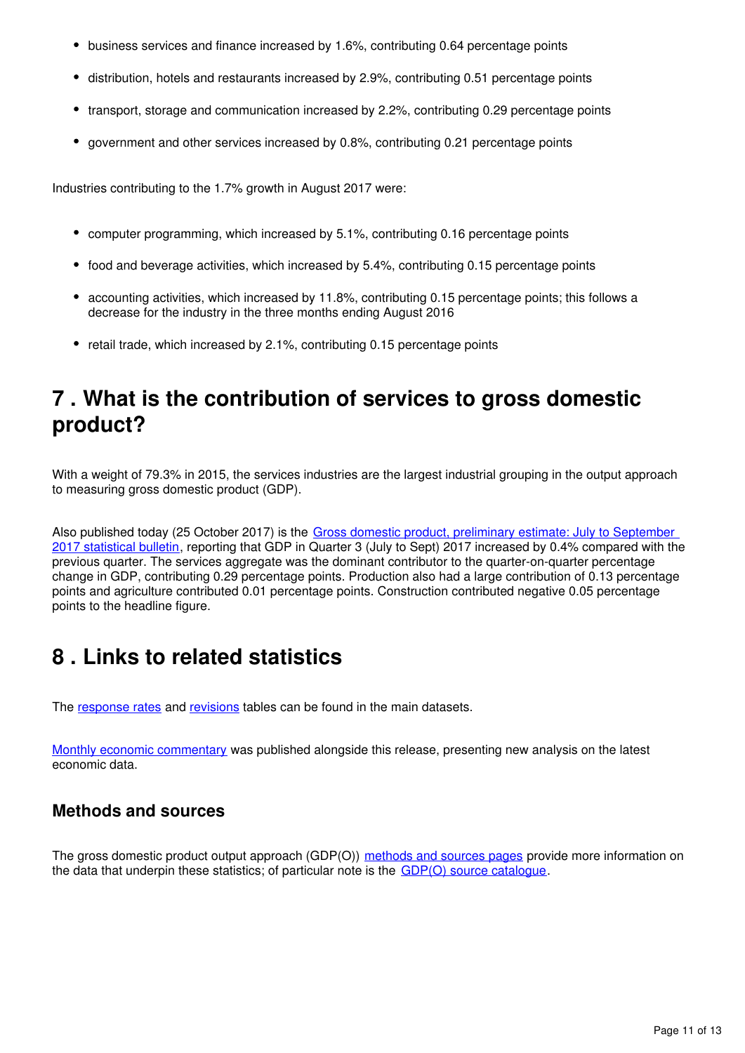- business services and finance increased by 1.6%, contributing 0.64 percentage points
- distribution, hotels and restaurants increased by 2.9%, contributing 0.51 percentage points
- transport, storage and communication increased by 2.2%, contributing 0.29 percentage points
- government and other services increased by 0.8%, contributing 0.21 percentage points

Industries contributing to the 1.7% growth in August 2017 were:

- computer programming, which increased by 5.1%, contributing 0.16 percentage points
- food and beverage activities, which increased by 5.4%, contributing 0.15 percentage points
- accounting activities, which increased by 11.8%, contributing 0.15 percentage points; this follows a decrease for the industry in the three months ending August 2016
- retail trade, which increased by 2.1%, contributing 0.15 percentage points

## 7 . What is the contribution of services to gross domestic product?

With a weight of 79.3% in 2015, the services industries are the largest industrial grouping in the output approach to measuring gross domestic product (GDP).

Also published today (25 October 2017) is the [Gross domestic product, preliminary estimate: July to September 2017 statistical bulletin](), reporting that GDP in Quarter 3 (July to Sept) 2017 increased by 0.4% compared with the previous quarter. The services aggregate was the dominant contributor to the quarter-on-quarter percentage change in GDP, contributing 0.29 percentage points. Production also had a large contribution of 0.13 percentage points and agriculture contributed 0.01 percentage points. Construction contributed negative 0.05 percentage points to the headline figure.

## 8 . Links to related statistics

The [response rates]() and [revisions]() tables can be found in the main datasets.

[Monthly economic commentary]() was published alongside this release, presenting new analysis on the latest economic data.

### Methods and sources

The gross domestic product output approach (GDP(O)) [methods and sources pages]() provide more information on the data that underpin these statistics; of particular note is the [GDP(O) source catalogue]().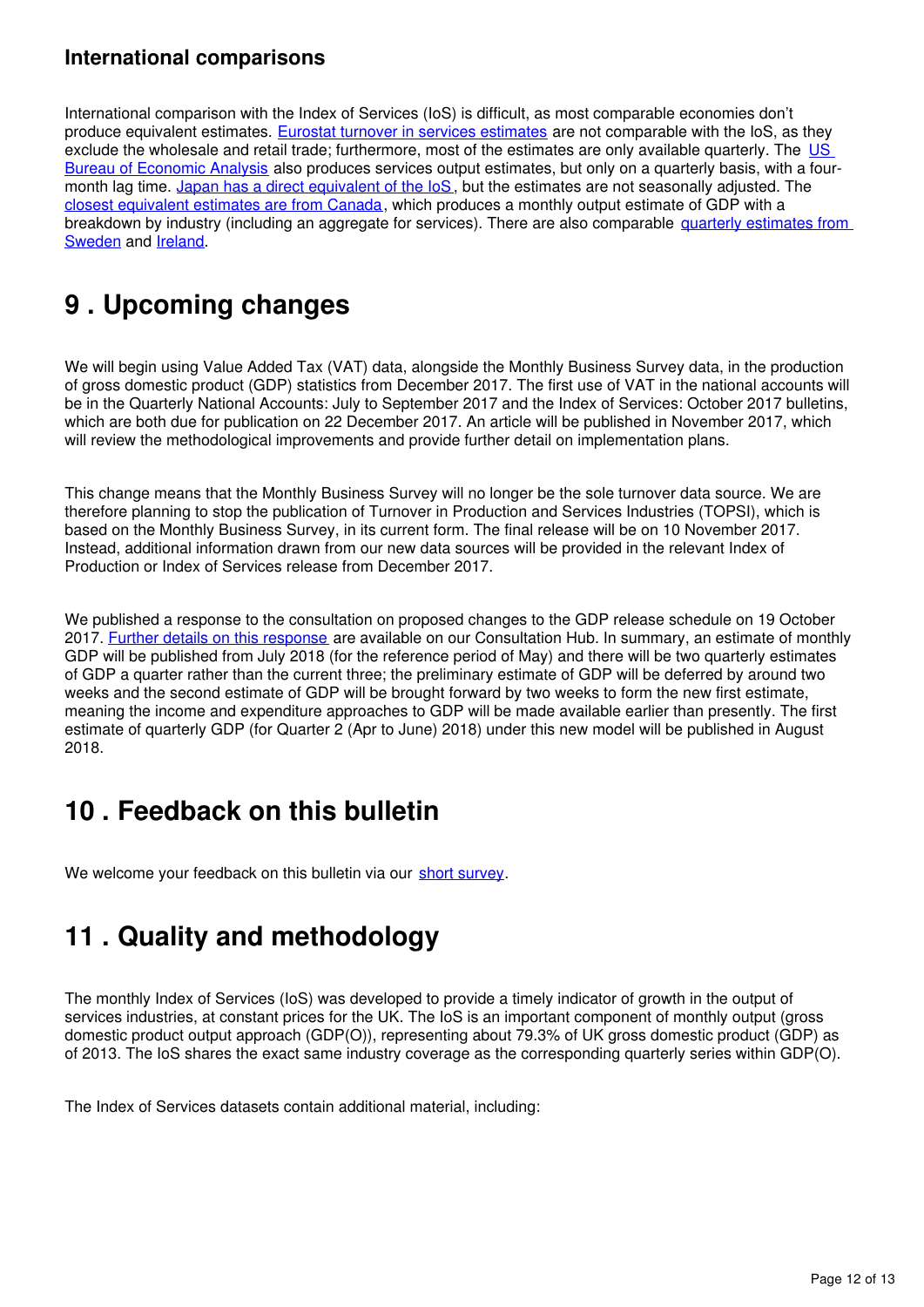### International comparisons

International comparison with the Index of Services (IoS) is difficult, as most comparable economies don't produce equivalent estimates. Eurostat turnover in services estimates are not comparable with the IoS, as they exclude the wholesale and retail trade; furthermore, most of the estimates are only available quarterly. The US Bureau of Economic Analysis also produces services output estimates, but only on a quarterly basis, with a four-month lag time. Japan has a direct equivalent of the IoS, but the estimates are not seasonally adjusted. The closest equivalent estimates are from Canada, which produces a monthly output estimate of GDP with a breakdown by industry (including an aggregate for services). There are also comparable quarterly estimates from Sweden and Ireland.

## 9 . Upcoming changes

We will begin using Value Added Tax (VAT) data, alongside the Monthly Business Survey data, in the production of gross domestic product (GDP) statistics from December 2017. The first use of VAT in the national accounts will be in the Quarterly National Accounts: July to September 2017 and the Index of Services: October 2017 bulletins, which are both due for publication on 22 December 2017. An article will be published in November 2017, which will review the methodological improvements and provide further detail on implementation plans.

This change means that the Monthly Business Survey will no longer be the sole turnover data source. We are therefore planning to stop the publication of Turnover in Production and Services Industries (TOPSI), which is based on the Monthly Business Survey, in its current form. The final release will be on 10 November 2017. Instead, additional information drawn from our new data sources will be provided in the relevant Index of Production or Index of Services release from December 2017.

We published a response to the consultation on proposed changes to the GDP release schedule on 19 October 2017. Further details on this response are available on our Consultation Hub. In summary, an estimate of monthly GDP will be published from July 2018 (for the reference period of May) and there will be two quarterly estimates of GDP a quarter rather than the current three; the preliminary estimate of GDP will be deferred by around two weeks and the second estimate of GDP will be brought forward by two weeks to form the new first estimate, meaning the income and expenditure approaches to GDP will be made available earlier than presently. The first estimate of quarterly GDP (for Quarter 2 (Apr to June) 2018) under this new model will be published in August 2018.

## 10 . Feedback on this bulletin

We welcome your feedback on this bulletin via our short survey.

## 11 . Quality and methodology

The monthly Index of Services (IoS) was developed to provide a timely indicator of growth in the output of services industries, at constant prices for the UK. The IoS is an important component of monthly output (gross domestic product output approach (GDP(O)), representing about 79.3% of UK gross domestic product (GDP) as of 2013. The IoS shares the exact same industry coverage as the corresponding quarterly series within GDP(O).

The Index of Services datasets contain additional material, including: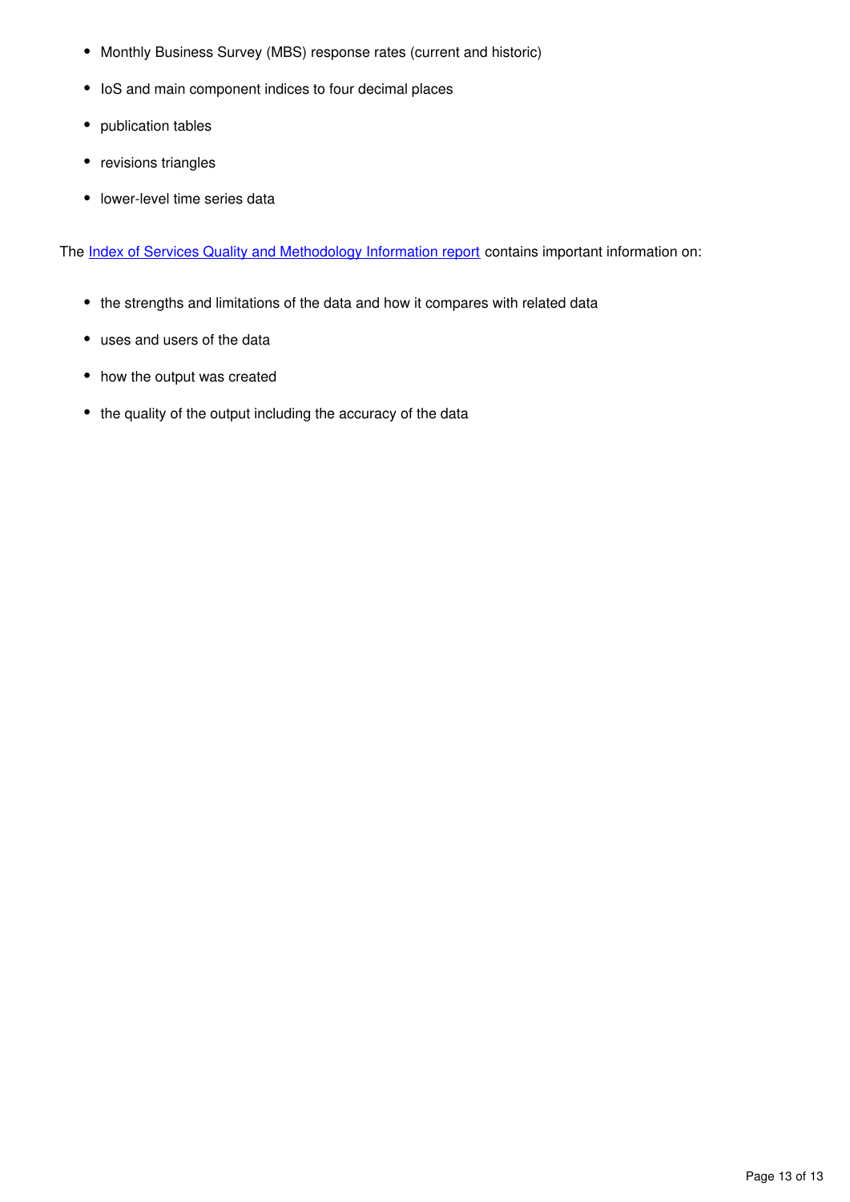- Monthly Business Survey (MBS) response rates (current and historic)
- IoS and main component indices to four decimal places
- publication tables
- revisions triangles
- lower-level time series data

The Index of Services Quality and Methodology Information report contains important information on:

- the strengths and limitations of the data and how it compares with related data
- uses and users of the data
- how the output was created
- the quality of the output including the accuracy of the data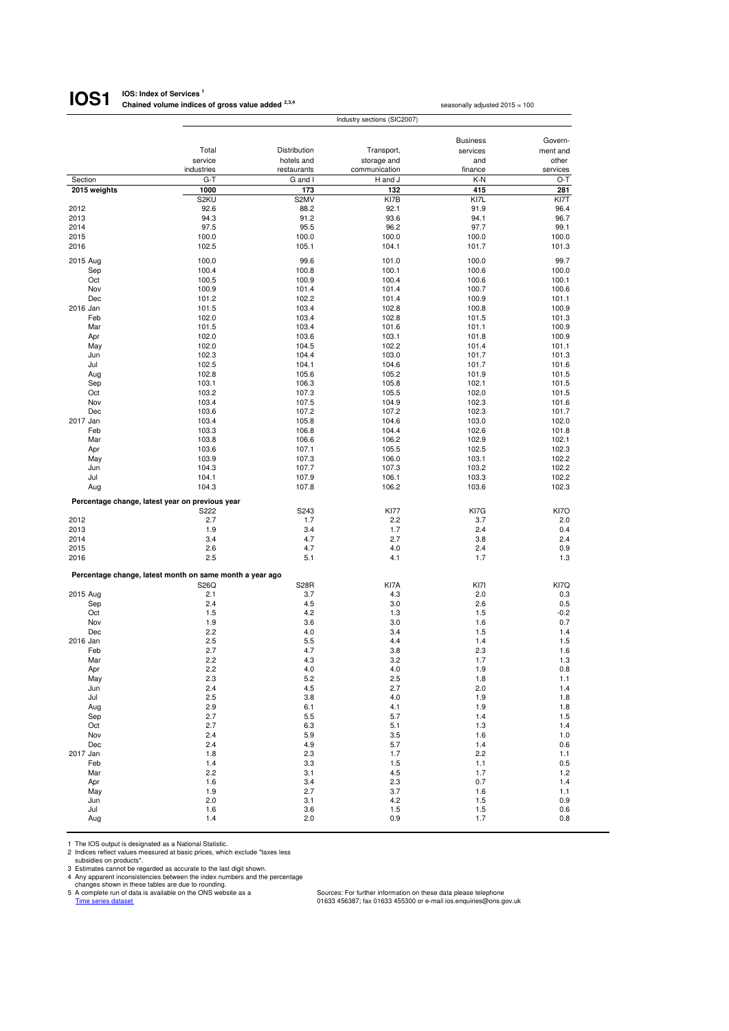# IOS1 IOS: Index of Services [1]

**Chained volume indices of gross value added [2,3,4]**

seasonally adjusted 2015 = 100

| | Industry sections (SIC2007) | | | | |
|---|---|---|---|---|---|
| | Total service industries | Distribution hotels and restaurants | Transport, storage and communication | Business services and finance | Government and other services |
| Section | G-T | G and I | H and J | K-N | O-T |
| **2015 weights** | **1000** | **173** | **132** | **415** | **281** |
| | S2KU | S2MV | KI7B | KI7L | KI7T |
| 2012 | 92.6 | 88.2 | 92.1 | 91.9 | 96.4 |
| 2013 | 94.3 | 91.2 | 93.6 | 94.1 | 96.7 |
| 2014 | 97.5 | 95.5 | 96.2 | 97.7 | 99.1 |
| 2015 | 100.0 | 100.0 | 100.0 | 100.0 | 100.0 |
| 2016 | 102.5 | 105.1 | 104.1 | 101.7 | 101.3 |
| 2015 Aug | 100.0 | 99.6 | 101.0 | 100.0 | 99.7 |
| Sep | 100.4 | 100.8 | 100.1 | 100.6 | 100.0 |
| Oct | 100.5 | 100.9 | 100.4 | 100.6 | 100.1 |
| Nov | 100.9 | 101.4 | 101.4 | 100.7 | 100.6 |
| Dec | 101.2 | 102.2 | 101.4 | 100.9 | 101.1 |
| 2016 Jan | 101.5 | 103.4 | 102.8 | 100.8 | 100.9 |
| Feb | 102.0 | 103.4 | 102.8 | 101.5 | 101.3 |
| Mar | 101.5 | 103.4 | 101.6 | 101.1 | 100.9 |
| Apr | 102.0 | 103.6 | 103.1 | 101.8 | 100.9 |
| May | 102.0 | 104.5 | 102.2 | 101.4 | 101.1 |
| Jun | 102.3 | 104.4 | 103.0 | 101.7 | 101.3 |
| Jul | 102.5 | 104.1 | 104.6 | 101.7 | 101.6 |
| Aug | 102.8 | 105.6 | 105.2 | 101.9 | 101.5 |
| Sep | 103.1 | 106.3 | 105.8 | 102.1 | 101.5 |
| Oct | 103.2 | 107.3 | 105.5 | 102.0 | 101.5 |
| Nov | 103.4 | 107.5 | 104.9 | 102.3 | 101.6 |
| Dec | 103.6 | 107.2 | 107.2 | 102.3 | 101.7 |
| 2017 Jan | 103.4 | 105.8 | 104.6 | 103.0 | 102.0 |
| Feb | 103.3 | 106.8 | 104.4 | 102.6 | 101.8 |
| Mar | 103.8 | 106.6 | 106.2 | 102.9 | 102.1 |
| Apr | 103.6 | 107.1 | 105.5 | 102.5 | 102.3 |
| May | 103.9 | 107.3 | 106.0 | 103.1 | 102.2 |
| Jun | 104.3 | 107.7 | 107.3 | 103.2 | 102.2 |
| Jul | 104.1 | 107.9 | 106.1 | 103.3 | 102.2 |
| Aug | 104.3 | 107.8 | 106.2 | 103.6 | 102.3 |
| **Percentage change, latest year on previous year** | | | | | |
| | S222 | S243 | KI77 | KI7G | KI7O |
| 2012 | 2.7 | 1.7 | 2.2 | 3.7 | 2.0 |
| 2013 | 1.9 | 3.4 | 1.7 | 2.4 | 0.4 |
| 2014 | 3.4 | 4.7 | 2.7 | 3.8 | 2.4 |
| 2015 | 2.6 | 4.7 | 4.0 | 2.4 | 0.9 |
| 2016 | 2.5 | 5.1 | 4.1 | 1.7 | 1.3 |
| **Percentage change, latest month on same month a year ago** | | | | | |
| | S26Q | S28R | KI7A | KI7I | KI7Q |
| 2015 Aug | 2.1 | 3.7 | 4.3 | 2.0 | 0.3 |
| Sep | 2.4 | 4.5 | 3.0 | 2.6 | 0.5 |
| Oct | 1.5 | 4.2 | 1.3 | 1.5 | -0.2 |
| Nov | 1.9 | 3.6 | 3.0 | 1.6 | 0.7 |
| Dec | 2.2 | 4.0 | 3.4 | 1.5 | 1.4 |
| 2016 Jan | 2.5 | 5.5 | 4.4 | 1.4 | 1.5 |
| Feb | 2.7 | 4.7 | 3.8 | 2.3 | 1.6 |
| Mar | 2.2 | 4.3 | 3.2 | 1.7 | 1.3 |
| Apr | 2.2 | 4.0 | 4.0 | 1.9 | 0.8 |
| May | 2.3 | 5.2 | 2.5 | 1.8 | 1.1 |
| Jun | 2.4 | 4.5 | 2.7 | 2.0 | 1.4 |
| Jul | 2.5 | 3.8 | 4.0 | 1.9 | 1.8 |
| Aug | 2.9 | 6.1 | 4.1 | 1.9 | 1.8 |
| Sep | 2.7 | 5.5 | 5.7 | 1.4 | 1.5 |
| Oct | 2.7 | 6.3 | 5.1 | 1.3 | 1.4 |
| Nov | 2.4 | 5.9 | 3.5 | 1.6 | 1.0 |
| Dec | 2.4 | 4.9 | 5.7 | 1.4 | 0.6 |
| 2017 Jan | 1.8 | 2.3 | 1.7 | 2.2 | 1.1 |
| Feb | 1.4 | 3.3 | 1.5 | 1.1 | 0.5 |
| Mar | 2.2 | 3.1 | 4.5 | 1.7 | 1.2 |
| Apr | 1.6 | 3.4 | 2.3 | 0.7 | 1.4 |
| May | 1.9 | 2.7 | 3.7 | 1.6 | 1.1 |
| Jun | 2.0 | 3.1 | 4.2 | 1.5 | 0.9 |
| Jul | 1.6 | 3.6 | 1.5 | 1.5 | 0.6 |
| Aug | 1.4 | 2.0 | 0.9 | 1.7 | 0.8 |

1 The IOS output is designated as a National Statistic.
2 Indices reflect values measured at basic prices, which exclude "taxes less subsidies on products".
3 Estimates cannot be regarded as accurate to the last digit shown.
4 Any apparent inconsistencies between the index numbers and the percentage changes shown in these tables are due to rounding.
5 A complete run of data is available on the ONS website as a Time series dataset

Sources: For further information on these data please telephone 01633 456387; fax 01633 455300 or e-mail ios.enquiries@ons.gov.uk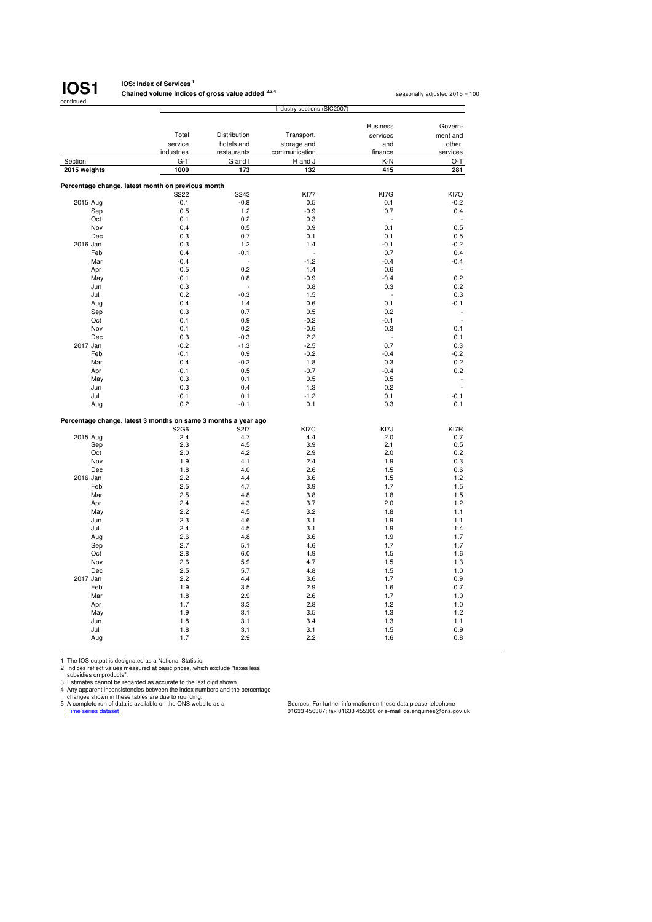**IOS1** continued

**IOS: Index of Services**[1]
**Chained volume indices of gross value added**[2,3,4]

seasonally adjusted 2015 = 100

| | | Industry sections (SIC2007) | | | | |
|---|---|---|---|---|---|---|
| | | Total service industries | Distribution hotels and restaurants | Transport, storage and communication | Business services and finance | Government and other services |
| Section | | G-T | G and I | H and J | K-N | O-T |
| **2015 weights** | | **1000** | **173** | **132** | **415** | **281** |
| **Percentage change, latest month on previous month** | | | | | | |
| | | S222 | S243 | KI77 | KI7G | KI7O |
| 2015 | Aug | -0.1 | -0.8 | 0.5 | 0.1 | -0.2 |
| | Sep | 0.5 | 1.2 | -0.9 | 0.7 | 0.4 |
| | Oct | 0.1 | 0.2 | 0.3 | - | - |
| | Nov | 0.4 | 0.5 | 0.9 | 0.1 | 0.5 |
| | Dec | 0.3 | 0.7 | 0.1 | 0.1 | 0.5 |
| 2016 | Jan | 0.3 | 1.2 | 1.4 | -0.1 | -0.2 |
| | Feb | 0.4 | -0.1 | - | 0.7 | 0.4 |
| | Mar | -0.4 | - | -1.2 | -0.4 | -0.4 |
| | Apr | 0.5 | 0.2 | 1.4 | 0.6 | - |
| | May | -0.1 | 0.8 | -0.9 | -0.4 | 0.2 |
| | Jun | 0.3 | - | 0.8 | 0.3 | 0.2 |
| | Jul | 0.2 | -0.3 | 1.5 | - | 0.3 |
| | Aug | 0.4 | 1.4 | 0.6 | 0.1 | -0.1 |
| | Sep | 0.3 | 0.7 | 0.5 | 0.2 | - |
| | Oct | 0.1 | 0.9 | -0.2 | -0.1 | - |
| | Nov | 0.1 | 0.2 | -0.6 | 0.3 | 0.1 |
| | Dec | 0.3 | -0.3 | 2.2 | - | 0.1 |
| 2017 | Jan | -0.2 | -1.3 | -2.5 | 0.7 | 0.3 |
| | Feb | -0.1 | 0.9 | -0.2 | -0.4 | -0.2 |
| | Mar | 0.4 | -0.2 | 1.8 | 0.3 | 0.2 |
| | Apr | -0.1 | 0.5 | -0.7 | -0.4 | 0.2 |
| | May | 0.3 | 0.1 | 0.5 | 0.5 | - |
| | Jun | 0.3 | 0.4 | 1.3 | 0.2 | - |
| | Jul | -0.1 | 0.1 | -1.2 | 0.1 | -0.1 |
| | Aug | 0.2 | -0.1 | 0.1 | 0.3 | 0.1 |
| **Percentage change, latest 3 months on same 3 months a year ago** | | | | | | |
| | | S2G6 | S2I7 | KI7C | KI7J | KI7R |
| 2015 | Aug | 2.4 | 4.7 | 4.4 | 2.0 | 0.7 |
| | Sep | 2.3 | 4.5 | 3.9 | 2.1 | 0.5 |
| | Oct | 2.0 | 4.2 | 2.9 | 2.0 | 0.2 |
| | Nov | 1.9 | 4.1 | 2.4 | 1.9 | 0.3 |
| | Dec | 1.8 | 4.0 | 2.6 | 1.5 | 0.6 |
| 2016 | Jan | 2.2 | 4.4 | 3.6 | 1.5 | 1.2 |
| | Feb | 2.5 | 4.7 | 3.9 | 1.7 | 1.5 |
| | Mar | 2.5 | 4.8 | 3.8 | 1.8 | 1.5 |
| | Apr | 2.4 | 4.3 | 3.7 | 2.0 | 1.2 |
| | May | 2.2 | 4.5 | 3.2 | 1.8 | 1.1 |
| | Jun | 2.3 | 4.6 | 3.1 | 1.9 | 1.1 |
| | Jul | 2.4 | 4.5 | 3.1 | 1.9 | 1.4 |
| | Aug | 2.6 | 4.8 | 3.6 | 1.9 | 1.7 |
| | Sep | 2.7 | 5.1 | 4.6 | 1.7 | 1.7 |
| | Oct | 2.8 | 6.0 | 4.9 | 1.5 | 1.6 |
| | Nov | 2.6 | 5.9 | 4.7 | 1.5 | 1.3 |
| | Dec | 2.5 | 5.7 | 4.8 | 1.5 | 1.0 |
| 2017 | Jan | 2.2 | 4.4 | 3.6 | 1.7 | 0.9 |
| | Feb | 1.9 | 3.5 | 2.9 | 1.6 | 0.7 |
| | Mar | 1.8 | 2.9 | 2.6 | 1.7 | 1.0 |
| | Apr | 1.7 | 3.3 | 2.8 | 1.2 | 1.0 |
| | May | 1.9 | 3.1 | 3.5 | 1.3 | 1.2 |
| | Jun | 1.8 | 3.1 | 3.4 | 1.3 | 1.1 |
| | Jul | 1.8 | 3.1 | 3.1 | 1.5 | 0.9 |
| | Aug | 1.7 | 2.9 | 2.2 | 1.6 | 0.8 |

1 The IOS output is designated as a National Statistic.
2 Indices reflect values measured at basic prices, which exclude "taxes less subsidies on products".
3 Estimates cannot be regarded as accurate to the last digit shown.
4 Any apparent inconsistencies between the index numbers and the percentage changes shown in these tables are due to rounding.
5 A complete run of data is available on the ONS website as a Time series dataset

Sources: For further information on these data please telephone 01633 456387; fax 01633 455300 or e-mail ios.enquiries@ons.gov.uk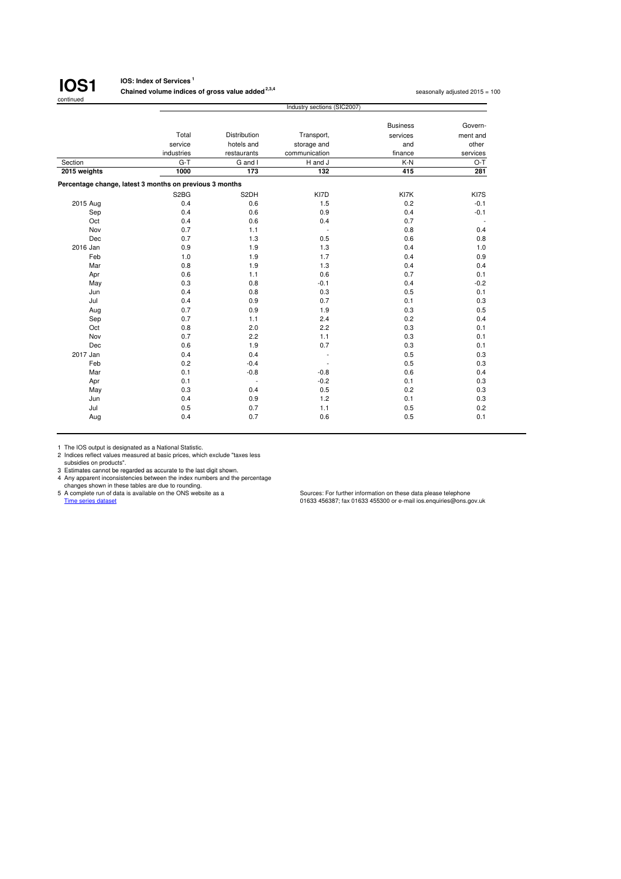# IOS1

continued

**IOS: Index of Services [1]**
**Chained volume indices of gross value added [2,3,4]**

seasonally adjusted 2015 = 100

| | Total service industries | Distribution hotels and restaurants | Transport, storage and communication | Business services and finance | Government and other services |
|---|---|---|---|---|---|
| | | Industry sections (SIC2007) | | | |
| Section | G-T | G and I | H and J | K-N | O-T |
| **2015 weights** | **1000** | **173** | **132** | **415** | **281** |
| **Percentage change, latest 3 months on previous 3 months** | | | | | |
| | S2BG | S2DH | KI7D | KI7K | KI7S |
| 2015 Aug | 0.4 | 0.6 | 1.5 | 0.2 | -0.1 |
| Sep | 0.4 | 0.6 | 0.9 | 0.4 | -0.1 |
| Oct | 0.4 | 0.6 | 0.4 | 0.7 | - |
| Nov | 0.7 | 1.1 | - | 0.8 | 0.4 |
| Dec | 0.7 | 1.3 | 0.5 | 0.6 | 0.8 |
| 2016 Jan | 0.9 | 1.9 | 1.3 | 0.4 | 1.0 |
| Feb | 1.0 | 1.9 | 1.7 | 0.4 | 0.9 |
| Mar | 0.8 | 1.9 | 1.3 | 0.4 | 0.4 |
| Apr | 0.6 | 1.1 | 0.6 | 0.7 | 0.1 |
| May | 0.3 | 0.8 | -0.1 | 0.4 | -0.2 |
| Jun | 0.4 | 0.8 | 0.3 | 0.5 | 0.1 |
| Jul | 0.4 | 0.9 | 0.7 | 0.1 | 0.3 |
| Aug | 0.7 | 0.9 | 1.9 | 0.3 | 0.5 |
| Sep | 0.7 | 1.1 | 2.4 | 0.2 | 0.4 |
| Oct | 0.8 | 2.0 | 2.2 | 0.3 | 0.1 |
| Nov | 0.7 | 2.2 | 1.1 | 0.3 | 0.1 |
| Dec | 0.6 | 1.9 | 0.7 | 0.3 | 0.1 |
| 2017 Jan | 0.4 | 0.4 | - | 0.5 | 0.3 |
| Feb | 0.2 | -0.4 | - | 0.5 | 0.3 |
| Mar | 0.1 | -0.8 | -0.8 | 0.6 | 0.4 |
| Apr | 0.1 | - | -0.2 | 0.1 | 0.3 |
| May | 0.3 | 0.4 | 0.5 | 0.2 | 0.3 |
| Jun | 0.4 | 0.9 | 1.2 | 0.1 | 0.3 |
| Jul | 0.5 | 0.7 | 1.1 | 0.5 | 0.2 |
| Aug | 0.4 | 0.7 | 0.6 | 0.5 | 0.1 |

1 The IOS output is designated as a National Statistic.
2 Indices reflect values measured at basic prices, which exclude "taxes less subsidies on products".
3 Estimates cannot be regarded as accurate to the last digit shown.
4 Any apparent inconsistencies between the index numbers and the percentage changes shown in these tables are due to rounding.
5 A complete run of data is available on the ONS website as a Time series dataset

Sources: For further information on these data please telephone 01633 456387; fax 01633 455300 or e-mail ios.enquiries@ons.gov.uk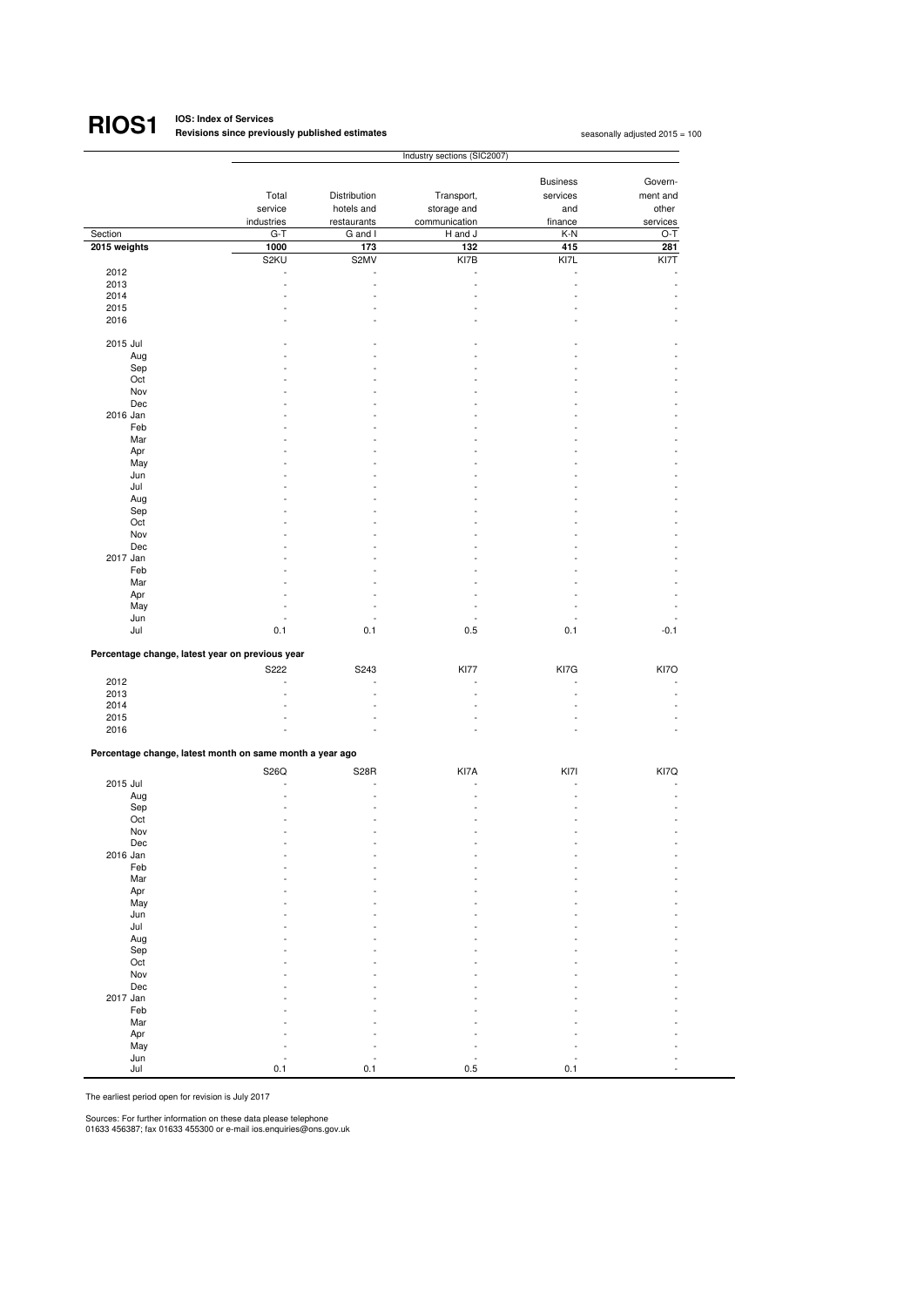# RIOS1

**IOS: Index of Services**
**Revisions since previously published estimates**

seasonally adjusted 2015 = 100

| | Industry sections (SIC2007) | | | | |
|---|---|---|---|---|---|
| | Total service industries | Distribution hotels and restaurants | Transport, storage and communication | Business services and finance | Government and other services |
| Section | G-T | G and I | H and J | K-N | O-T |
| **2015 weights** | **1000** | **173** | **132** | **415** | **281** |
| | S2KU | S2MV | KI7B | KI7L | KI7T |
| 2012 | - | - | - | - | - |
| 2013 | - | - | - | - | - |
| 2014 | - | - | - | - | - |
| 2015 | - | - | - | - | - |
| 2016 | - | - | - | - | - |
| | | | | | |
| 2015 Jul | - | - | - | - | - |
| Aug | - | - | - | - | - |
| Sep | - | - | - | - | - |
| Oct | - | - | - | - | - |
| Nov | - | - | - | - | - |
| Dec | - | - | - | - | - |
| 2016 Jan | - | - | - | - | - |
| Feb | - | - | - | - | - |
| Mar | - | - | - | - | - |
| Apr | - | - | - | - | - |
| May | - | - | - | - | - |
| Jun | - | - | - | - | - |
| Jul | - | - | - | - | - |
| Aug | - | - | - | - | - |
| Sep | - | - | - | - | - |
| Oct | - | - | - | - | - |
| Nov | - | - | - | - | - |
| Dec | - | - | - | - | - |
| 2017 Jan | - | - | - | - | - |
| Feb | - | - | - | - | - |
| Mar | - | - | - | - | - |
| Apr | - | - | - | - | - |
| May | - | - | - | - | - |
| Jun | - | - | - | - | - |
| Jul | 0.1 | 0.1 | 0.5 | 0.1 | -0.1 |

**Percentage change, latest year on previous year**

| | S222 | S243 | KI77 | KI7G | KI7O |
|---|---|---|---|---|---|
| 2012 | - | - | - | - | - |
| 2013 | - | - | - | - | - |
| 2014 | - | - | - | - | - |
| 2015 | - | - | - | - | - |
| 2016 | - | - | - | - | - |

**Percentage change, latest month on same month a year ago**

| | S26Q | S28R | KI7A | KI7I | KI7Q |
|---|---|---|---|---|---|
| 2015 Jul | - | - | - | - | - |
| Aug | - | - | - | - | - |
| Sep | - | - | - | - | - |
| Oct | - | - | - | - | - |
| Nov | - | - | - | - | - |
| Dec | - | - | - | - | - |
| 2016 Jan | - | - | - | - | - |
| Feb | - | - | - | - | - |
| Mar | - | - | - | - | - |
| Apr | - | - | - | - | - |
| May | - | - | - | - | - |
| Jun | - | - | - | - | - |
| Jul | - | - | - | - | - |
| Aug | - | - | - | - | - |
| Sep | - | - | - | - | - |
| Oct | - | - | - | - | - |
| Nov | - | - | - | - | - |
| Dec | - | - | - | - | - |
| 2017 Jan | - | - | - | - | - |
| Feb | - | - | - | - | - |
| Mar | - | - | - | - | - |
| Apr | - | - | - | - | - |
| May | - | - | - | - | - |
| Jun | - | - | - | - | - |
| Jul | 0.1 | 0.1 | 0.5 | 0.1 | - |

The earliest period open for revision is July 2017

Sources: For further information on these data please telephone
01633 456387; fax 01633 455300 or e-mail ios.enquiries@ons.gov.uk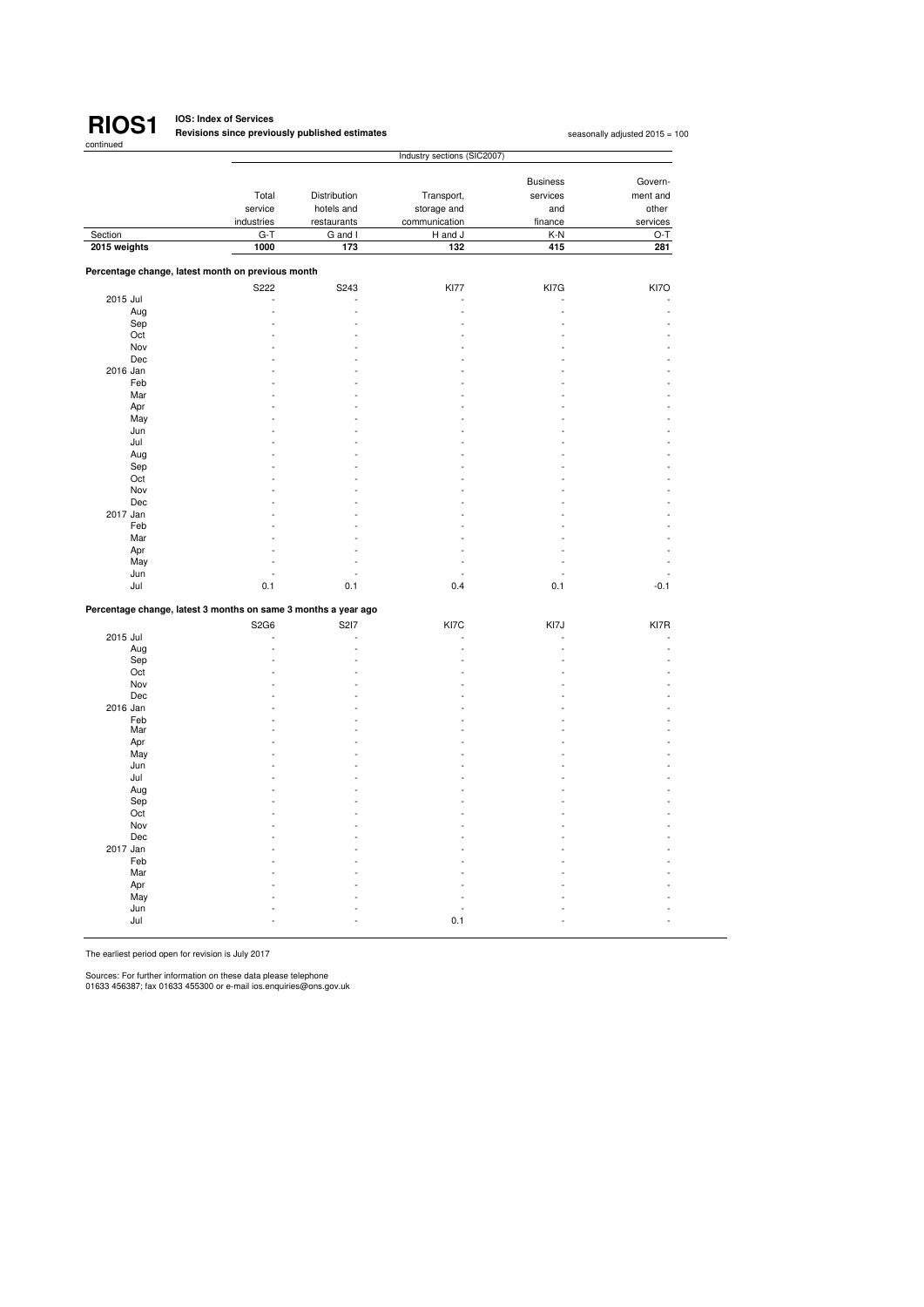# RIOS1

continued

**IOS: Index of Services**
**Revisions since previously published estimates**

seasonally adjusted 2015 = 100

| | Industry sections (SIC2007) | | | | |
|---|---|---|---|---|---|
| | Total service industries | Distribution hotels and restaurants | Transport, storage and communication | Business services and finance | Government and other services |
| Section | G-T | G and I | H and J | K-N | O-T |
| **2015 weights** | **1000** | **173** | **132** | **415** | **281** |
| **Percentage change, latest month on previous month** | | | | | |
| | S222 | S243 | KI77 | KI7G | KI7O |
| 2015 Jul | - | - | - | - | - |
| Aug | - | - | - | - | - |
| Sep | - | - | - | - | - |
| Oct | - | - | - | - | - |
| Nov | - | - | - | - | - |
| Dec | - | - | - | - | - |
| 2016 Jan | - | - | - | - | - |
| Feb | - | - | - | - | - |
| Mar | - | - | - | - | - |
| Apr | - | - | - | - | - |
| May | - | - | - | - | - |
| Jun | - | - | - | - | - |
| Jul | - | - | - | - | - |
| Aug | - | - | - | - | - |
| Sep | - | - | - | - | - |
| Oct | - | - | - | - | - |
| Nov | - | - | - | - | - |
| Dec | - | - | - | - | - |
| 2017 Jan | - | - | - | - | - |
| Feb | - | - | - | - | - |
| Mar | - | - | - | - | - |
| Apr | - | - | - | - | - |
| May | - | - | - | - | - |
| Jun | - | - | - | - | - |
| Jul | 0.1 | 0.1 | 0.4 | 0.1 | -0.1 |
| **Percentage change, latest 3 months on same 3 months a year ago** | | | | | |
| | S2G6 | S2I7 | KI7C | KI7J | KI7R |
| 2015 Jul | - | - | - | - | - |
| Aug | - | - | - | - | - |
| Sep | - | - | - | - | - |
| Oct | - | - | - | - | - |
| Nov | - | - | - | - | - |
| Dec | - | - | - | - | - |
| 2016 Jan | - | - | - | - | - |
| Feb | - | - | - | - | - |
| Mar | - | - | - | - | - |
| Apr | - | - | - | - | - |
| May | - | - | - | - | - |
| Jun | - | - | - | - | - |
| Jul | - | - | - | - | - |
| Aug | - | - | - | - | - |
| Sep | - | - | - | - | - |
| Oct | - | - | - | - | - |
| Nov | - | - | - | - | - |
| Dec | - | - | - | - | - |
| 2017 Jan | - | - | - | - | - |
| Feb | - | - | - | - | - |
| Mar | - | - | - | - | - |
| Apr | - | - | - | - | - |
| May | - | - | - | - | - |
| Jun | - | - | - | - | - |
| Jul | - | - | 0.1 | - | - |

The earliest period open for revision is July 2017

Sources: For further information on these data please telephone
01633 456387; fax 01633 455300 or e-mail ios.enquiries@ons.gov.uk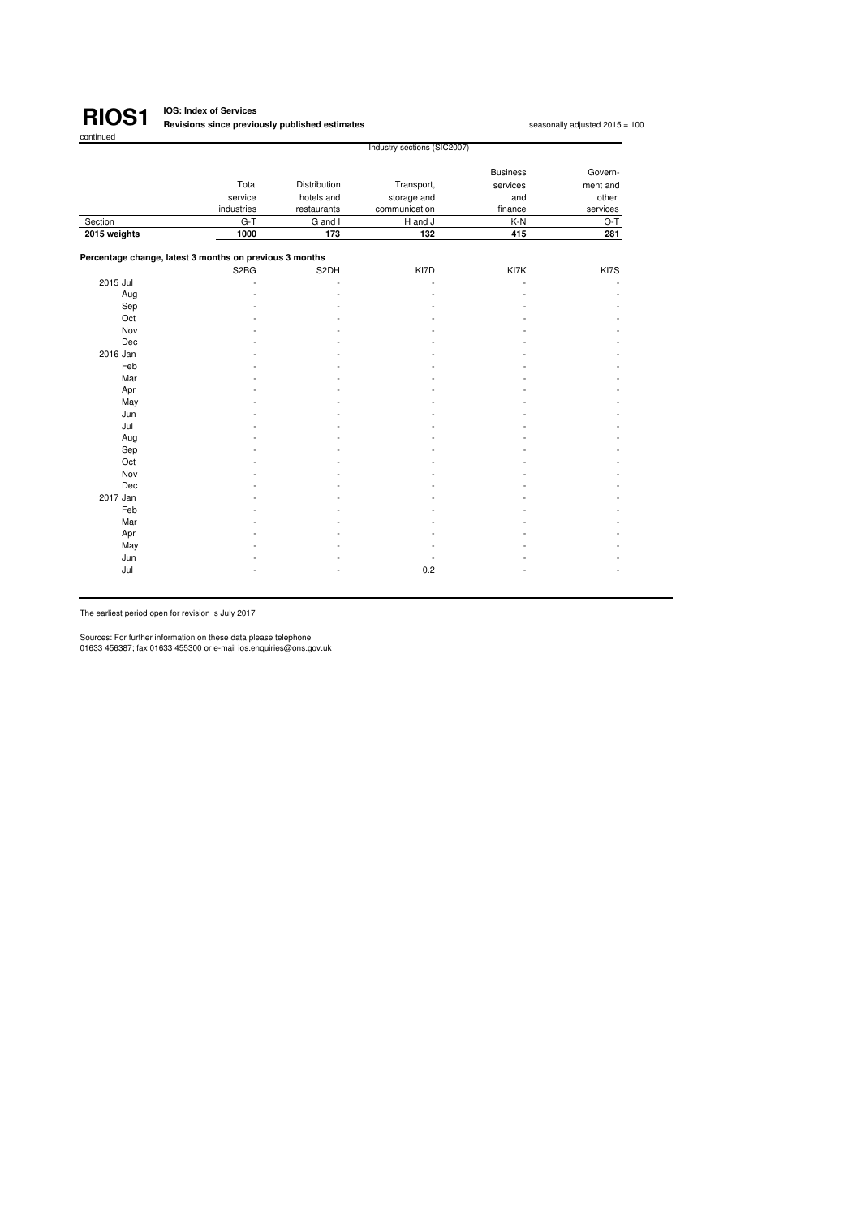# RIOS1

**IOS: Index of Services**
**Revisions since previously published estimates**

seasonally adjusted 2015 = 100

continued

| | Industry sections (SIC2007) | | | | |
|---|---|---|---|---|---|
| | Total service industries | Distribution hotels and restaurants | Transport, storage and communication | Business services and finance | Government and other services |
| Section | G-T | G and I | H and J | K-N | O-T |
| **2015 weights** | **1000** | **173** | **132** | **415** | **281** |
| **Percentage change, latest 3 months on previous 3 months** | | | | | |
| | S2BG | S2DH | KI7D | KI7K | KI7S |
| 2015 Jul | - | - | - | - | - |
| Aug | - | - | - | - | - |
| Sep | - | - | - | - | - |
| Oct | - | - | - | - | - |
| Nov | - | - | - | - | - |
| Dec | - | - | - | - | - |
| 2016 Jan | - | - | - | - | - |
| Feb | - | - | - | - | - |
| Mar | - | - | - | - | - |
| Apr | - | - | - | - | - |
| May | - | - | - | - | - |
| Jun | - | - | - | - | - |
| Jul | - | - | - | - | - |
| Aug | - | - | - | - | - |
| Sep | - | - | - | - | - |
| Oct | - | - | - | - | - |
| Nov | - | - | - | - | - |
| Dec | - | - | - | - | - |
| 2017 Jan | - | - | - | - | - |
| Feb | - | - | - | - | - |
| Mar | - | - | - | - | - |
| Apr | - | - | - | - | - |
| May | - | - | - | - | - |
| Jun | - | - | - | - | - |
| Jul | - | - | 0.2 | - | - |

The earliest period open for revision is July 2017

Sources: For further information on these data please telephone
01633 456387; fax 01633 455300 or e-mail ios.enquiries@ons.gov.uk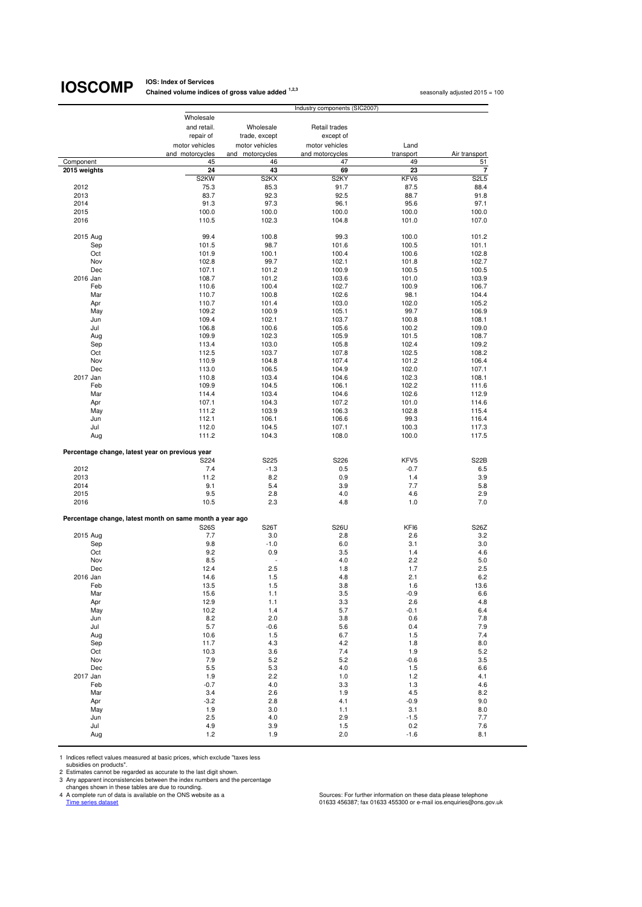# IOSCOMP

**IOS: Index of Services**
**Chained volume indices of gross value added [1,2,3]**

seasonally adjusted 2015 = 100

| | Industry components (SIC2007) | | | | |
|---|---|---|---|---|---|
| | Wholesale and retail. repair of motor vehicles and motorcycles | Wholesale trade, except motor vehicles and motorcycles | Retail trades except of motor vehicles and motorcycles | Land transport | Air transport |
| Component | 45 | 46 | 47 | 49 | 51 |
| **2015 weights** | **24** | **43** | **69** | **23** | **7** |
| | S2KW | S2KX | S2KY | KFV6 | S2L5 |
| 2012 | 75.3 | 85.3 | 91.7 | 87.5 | 88.4 |
| 2013 | 83.7 | 92.3 | 92.5 | 88.7 | 91.8 |
| 2014 | 91.3 | 97.3 | 96.1 | 95.6 | 97.1 |
| 2015 | 100.0 | 100.0 | 100.0 | 100.0 | 100.0 |
| 2016 | 110.5 | 102.3 | 104.8 | 101.0 | 107.0 |
| | | | | | |
| 2015 Aug | 99.4 | 100.8 | 99.3 | 100.0 | 101.2 |
| Sep | 101.5 | 98.7 | 101.6 | 100.5 | 101.1 |
| Oct | 101.9 | 100.1 | 100.4 | 100.6 | 102.8 |
| Nov | 102.8 | 99.7 | 102.1 | 101.8 | 102.7 |
| Dec | 107.1 | 101.2 | 100.9 | 100.5 | 100.5 |
| 2016 Jan | 108.7 | 101.2 | 103.6 | 101.0 | 103.9 |
| Feb | 110.6 | 100.4 | 102.7 | 100.9 | 106.7 |
| Mar | 110.7 | 100.8 | 102.6 | 98.1 | 104.4 |
| Apr | 110.7 | 101.4 | 103.0 | 102.0 | 105.2 |
| May | 109.2 | 100.9 | 105.1 | 99.7 | 106.9 |
| Jun | 109.4 | 102.1 | 103.7 | 100.8 | 108.1 |
| Jul | 106.8 | 100.6 | 105.6 | 100.2 | 109.0 |
| Aug | 109.9 | 102.3 | 105.9 | 101.5 | 108.7 |
| Sep | 113.4 | 103.0 | 105.8 | 102.4 | 109.2 |
| Oct | 112.5 | 103.7 | 107.8 | 102.5 | 108.2 |
| Nov | 110.9 | 104.8 | 107.4 | 101.2 | 106.4 |
| Dec | 113.0 | 106.5 | 104.9 | 102.0 | 107.1 |
| 2017 Jan | 110.8 | 103.4 | 104.6 | 102.3 | 108.1 |
| Feb | 109.9 | 104.5 | 106.1 | 102.2 | 111.6 |
| Mar | 114.4 | 103.4 | 104.6 | 102.6 | 112.9 |
| Apr | 107.1 | 104.3 | 107.2 | 101.0 | 114.6 |
| May | 111.2 | 103.9 | 106.3 | 102.8 | 115.4 |
| Jun | 112.1 | 106.1 | 106.6 | 99.3 | 116.4 |
| Jul | 112.0 | 104.5 | 107.1 | 100.3 | 117.3 |
| Aug | 111.2 | 104.3 | 108.0 | 100.0 | 117.5 |
| | | | | | |
| **Percentage change, latest year on previous year** | | | | | |
| | S224 | S225 | S226 | KFV5 | S22B |
| 2012 | 7.4 | -1.3 | 0.5 | -0.7 | 6.5 |
| 2013 | 11.2 | 8.2 | 0.9 | 1.4 | 3.9 |
| 2014 | 9.1 | 5.4 | 3.9 | 7.7 | 5.8 |
| 2015 | 9.5 | 2.8 | 4.0 | 4.6 | 2.9 |
| 2016 | 10.5 | 2.3 | 4.8 | 1.0 | 7.0 |
| | | | | | |
| **Percentage change, latest month on same month a year ago** | | | | | |
| | S26S | S26T | S26U | KFI6 | S26Z |
| 2015 Aug | 7.7 | 3.0 | 2.8 | 2.6 | 3.2 |
| Sep | 9.8 | -1.0 | 6.0 | 3.1 | 3.0 |
| Oct | 9.2 | 0.9 | 3.5 | 1.4 | 4.6 |
| Nov | 8.5 | - | 4.0 | 2.2 | 5.0 |
| Dec | 12.4 | 2.5 | 1.8 | 1.7 | 2.5 |
| 2016 Jan | 14.6 | 1.5 | 4.8 | 2.1 | 6.2 |
| Feb | 13.5 | 1.5 | 3.8 | 1.6 | 13.6 |
| Mar | 15.6 | 1.1 | 3.5 | -0.9 | 6.6 |
| Apr | 12.9 | 1.1 | 3.3 | 2.6 | 4.8 |
| May | 10.2 | 1.4 | 5.7 | -0.1 | 6.4 |
| Jun | 8.2 | 2.0 | 3.8 | 0.6 | 7.8 |
| Jul | 5.7 | -0.6 | 5.6 | 0.4 | 7.9 |
| Aug | 10.6 | 1.5 | 6.7 | 1.5 | 7.4 |
| Sep | 11.7 | 4.3 | 4.2 | 1.8 | 8.0 |
| Oct | 10.3 | 3.6 | 7.4 | 1.9 | 5.2 |
| Nov | 7.9 | 5.2 | 5.2 | -0.6 | 3.5 |
| Dec | 5.5 | 5.3 | 4.0 | 1.5 | 6.6 |
| 2017 Jan | 1.9 | 2.2 | 1.0 | 1.2 | 4.1 |
| Feb | -0.7 | 4.0 | 3.3 | 1.3 | 4.6 |
| Mar | 3.4 | 2.6 | 1.9 | 4.5 | 8.2 |
| Apr | -3.2 | 2.8 | 4.1 | -0.9 | 9.0 |
| May | 1.9 | 3.0 | 1.1 | 3.1 | 8.0 |
| Jun | 2.5 | 4.0 | 2.9 | -1.5 | 7.7 |
| Jul | 4.9 | 3.9 | 1.5 | 0.2 | 7.6 |
| Aug | 1.2 | 1.9 | 2.0 | -1.6 | 8.1 |

1 Indices reflect values measured at basic prices, which exclude "taxes less subsidies on products".
2 Estimates cannot be regarded as accurate to the last digit shown.
3 Any apparent inconsistencies between the index numbers and the percentage changes shown in these tables are due to rounding.
4 A complete run of data is available on the ONS website as a Time series dataset

Sources: For further information on these data please telephone 01633 456387; fax 01633 455300 or e-mail ios.enquiries@ons.gov.uk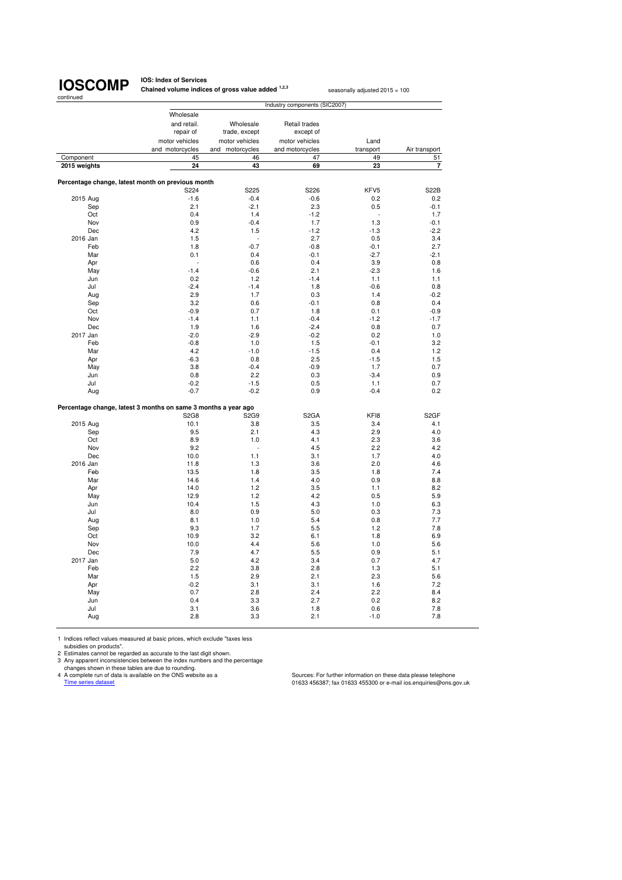# IOSCOMP

continued

**IOS: Index of Services**

**Chained volume indices of gross value added [1,2,3]**

seasonally adjusted 2015 = 100

| | Industry components (SIC2007) | | | | |
|---|---|---|---|---|---|
| | Wholesale and retail. repair of motor vehicles and motorcycles | Wholesale trade, except motor vehicles and motorcycles | Retail trades except of motor vehicles and motorcycles | Land transport | Air transport |
| Component | 45 | 46 | 47 | 49 | 51 |
| **2015 weights** | **24** | **43** | **69** | **23** | **7** |
| **Percentage change, latest month on previous month** | | | | | |
| | S224 | S225 | S226 | KFV5 | S22B |
| 2015 Aug | -1.6 | -0.4 | -0.6 | 0.2 | 0.2 |
| Sep | 2.1 | -2.1 | 2.3 | 0.5 | -0.1 |
| Oct | 0.4 | 1.4 | -1.2 | - | 1.7 |
| Nov | 0.9 | -0.4 | 1.7 | 1.3 | -0.1 |
| Dec | 4.2 | 1.5 | -1.2 | -1.3 | -2.2 |
| 2016 Jan | 1.5 | - | 2.7 | 0.5 | 3.4 |
| Feb | 1.8 | -0.7 | -0.8 | -0.1 | 2.7 |
| Mar | 0.1 | 0.4 | -0.1 | -2.7 | -2.1 |
| Apr | - | 0.6 | 0.4 | 3.9 | 0.8 |
| May | -1.4 | -0.6 | 2.1 | -2.3 | 1.6 |
| Jun | 0.2 | 1.2 | -1.4 | 1.1 | 1.1 |
| Jul | -2.4 | -1.4 | 1.8 | -0.6 | 0.8 |
| Aug | 2.9 | 1.7 | 0.3 | 1.4 | -0.2 |
| Sep | 3.2 | 0.6 | -0.1 | 0.8 | 0.4 |
| Oct | -0.9 | 0.7 | 1.8 | 0.1 | -0.9 |
| Nov | -1.4 | 1.1 | -0.4 | -1.2 | -1.7 |
| Dec | 1.9 | 1.6 | -2.4 | 0.8 | 0.7 |
| 2017 Jan | -2.0 | -2.9 | -0.2 | 0.2 | 1.0 |
| Feb | -0.8 | 1.0 | 1.5 | -0.1 | 3.2 |
| Mar | 4.2 | -1.0 | -1.5 | 0.4 | 1.2 |
| Apr | -6.3 | 0.8 | 2.5 | -1.5 | 1.5 |
| May | 3.8 | -0.4 | -0.9 | 1.7 | 0.7 |
| Jun | 0.8 | 2.2 | 0.3 | -3.4 | 0.9 |
| Jul | -0.2 | -1.5 | 0.5 | 1.1 | 0.7 |
| Aug | -0.7 | -0.2 | 0.9 | -0.4 | 0.2 |
| **Percentage change, latest 3 months on same 3 months a year ago** | | | | | |
| | S2G8 | S2G9 | S2GA | KFI8 | S2GF |
| 2015 Aug | 10.1 | 3.8 | 3.5 | 3.4 | 4.1 |
| Sep | 9.5 | 2.1 | 4.3 | 2.9 | 4.0 |
| Oct | 8.9 | 1.0 | 4.1 | 2.3 | 3.6 |
| Nov | 9.2 | - | 4.5 | 2.2 | 4.2 |
| Dec | 10.0 | 1.1 | 3.1 | 1.7 | 4.0 |
| 2016 Jan | 11.8 | 1.3 | 3.6 | 2.0 | 4.6 |
| Feb | 13.5 | 1.8 | 3.5 | 1.8 | 7.4 |
| Mar | 14.6 | 1.4 | 4.0 | 0.9 | 8.8 |
| Apr | 14.0 | 1.2 | 3.5 | 1.1 | 8.2 |
| May | 12.9 | 1.2 | 4.2 | 0.5 | 5.9 |
| Jun | 10.4 | 1.5 | 4.3 | 1.0 | 6.3 |
| Jul | 8.0 | 0.9 | 5.0 | 0.3 | 7.3 |
| Aug | 8.1 | 1.0 | 5.4 | 0.8 | 7.7 |
| Sep | 9.3 | 1.7 | 5.5 | 1.2 | 7.8 |
| Oct | 10.9 | 3.2 | 6.1 | 1.8 | 6.9 |
| Nov | 10.0 | 4.4 | 5.6 | 1.0 | 5.6 |
| Dec | 7.9 | 4.7 | 5.5 | 0.9 | 5.1 |
| 2017 Jan | 5.0 | 4.2 | 3.4 | 0.7 | 4.7 |
| Feb | 2.2 | 3.8 | 2.8 | 1.3 | 5.1 |
| Mar | 1.5 | 2.9 | 2.1 | 2.3 | 5.6 |
| Apr | -0.2 | 3.1 | 3.1 | 1.6 | 7.2 |
| May | 0.7 | 2.8 | 2.4 | 2.2 | 8.4 |
| Jun | 0.4 | 3.3 | 2.7 | 0.2 | 8.2 |
| Jul | 3.1 | 3.6 | 1.8 | 0.6 | 7.8 |
| Aug | 2.8 | 3.3 | 2.1 | -1.0 | 7.8 |

1 Indices reflect values measured at basic prices, which exclude "taxes less subsidies on products".
2 Estimates cannot be regarded as accurate to the last digit shown.
3 Any apparent inconsistencies between the index numbers and the percentage changes shown in these tables are due to rounding.
4 A complete run of data is available on the ONS website as a Time series dataset

Sources: For further information on these data please telephone 01633 456387; fax 01633 455300 or e-mail ios.enquiries@ons.gov.uk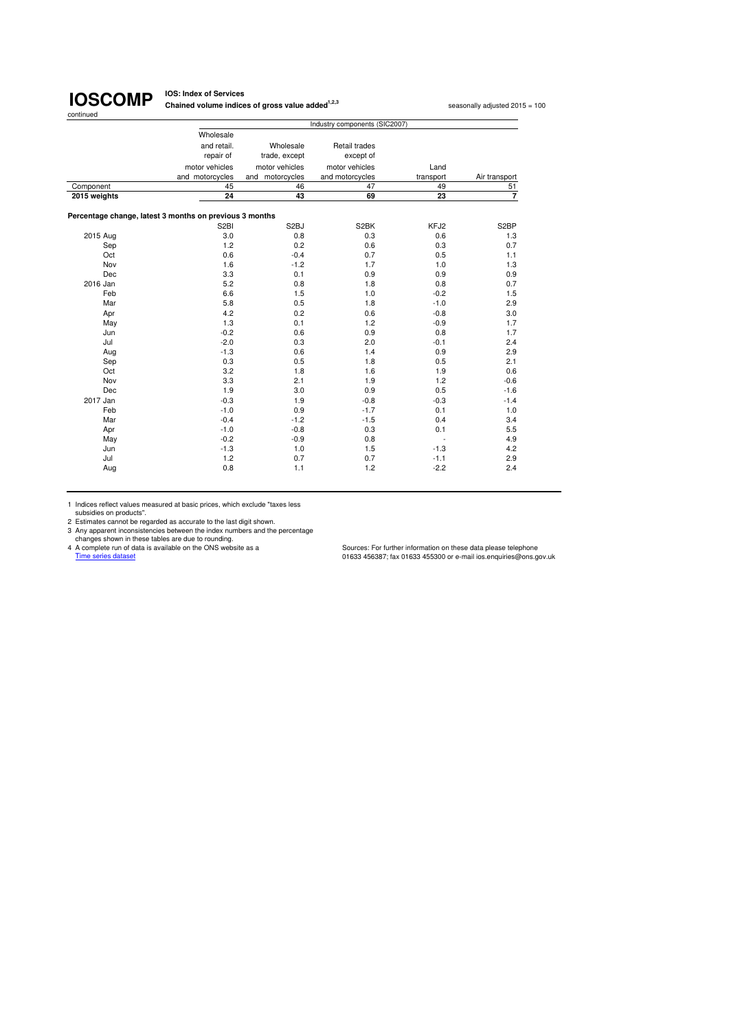# IOSCOMP

continued

**IOS: Index of Services**

**Chained volume indices of gross value added[1,2,3]**

seasonally adjusted 2015 = 100

| | Industry components (SIC2007) | | | | |
|---|---|---|---|---|---|
| | Wholesale and retail. repair of motor vehicles and motorcycles | Wholesale trade, except motor vehicles and motorcycles | Retail trades except of motor vehicles and motorcycles | Land transport | Air transport |
| Component | 45 | 46 | 47 | 49 | 51 |
| **2015 weights** | **24** | **43** | **69** | **23** | **7** |
| **Percentage change, latest 3 months on previous 3 months** | | | | | |
| | S2BI | S2BJ | S2BK | KFJ2 | S2BP |
| 2015 Aug | 3.0 | 0.8 | 0.3 | 0.6 | 1.3 |
| Sep | 1.2 | 0.2 | 0.6 | 0.3 | 0.7 |
| Oct | 0.6 | -0.4 | 0.7 | 0.5 | 1.1 |
| Nov | 1.6 | -1.2 | 1.7 | 1.0 | 1.3 |
| Dec | 3.3 | 0.1 | 0.9 | 0.9 | 0.9 |
| 2016 Jan | 5.2 | 0.8 | 1.8 | 0.8 | 0.7 |
| Feb | 6.6 | 1.5 | 1.0 | -0.2 | 1.5 |
| Mar | 5.8 | 0.5 | 1.8 | -1.0 | 2.9 |
| Apr | 4.2 | 0.2 | 0.6 | -0.8 | 3.0 |
| May | 1.3 | 0.1 | 1.2 | -0.9 | 1.7 |
| Jun | -0.2 | 0.6 | 0.9 | 0.8 | 1.7 |
| Jul | -2.0 | 0.3 | 2.0 | -0.1 | 2.4 |
| Aug | -1.3 | 0.6 | 1.4 | 0.9 | 2.9 |
| Sep | 0.3 | 0.5 | 1.8 | 0.5 | 2.1 |
| Oct | 3.2 | 1.8 | 1.6 | 1.9 | 0.6 |
| Nov | 3.3 | 2.1 | 1.9 | 1.2 | -0.6 |
| Dec | 1.9 | 3.0 | 0.9 | 0.5 | -1.6 |
| 2017 Jan | -0.3 | 1.9 | -0.8 | -0.3 | -1.4 |
| Feb | -1.0 | 0.9 | -1.7 | 0.1 | 1.0 |
| Mar | -0.4 | -1.2 | -1.5 | 0.4 | 3.4 |
| Apr | -1.0 | -0.8 | 0.3 | 0.1 | 5.5 |
| May | -0.2 | -0.9 | 0.8 | - | 4.9 |
| Jun | -1.3 | 1.0 | 1.5 | -1.3 | 4.2 |
| Jul | 1.2 | 0.7 | 0.7 | -1.1 | 2.9 |
| Aug | 0.8 | 1.1 | 1.2 | -2.2 | 2.4 |

1 Indices reflect values measured at basic prices, which exclude "taxes less subsidies on products".
2 Estimates cannot be regarded as accurate to the last digit shown.
3 Any apparent inconsistencies between the index numbers and the percentage changes shown in these tables are due to rounding.
4 A complete run of data is available on the ONS website as a Time series dataset

Sources: For further information on these data please telephone 01633 456387; fax 01633 455300 or e-mail ios.enquiries@ons.gov.uk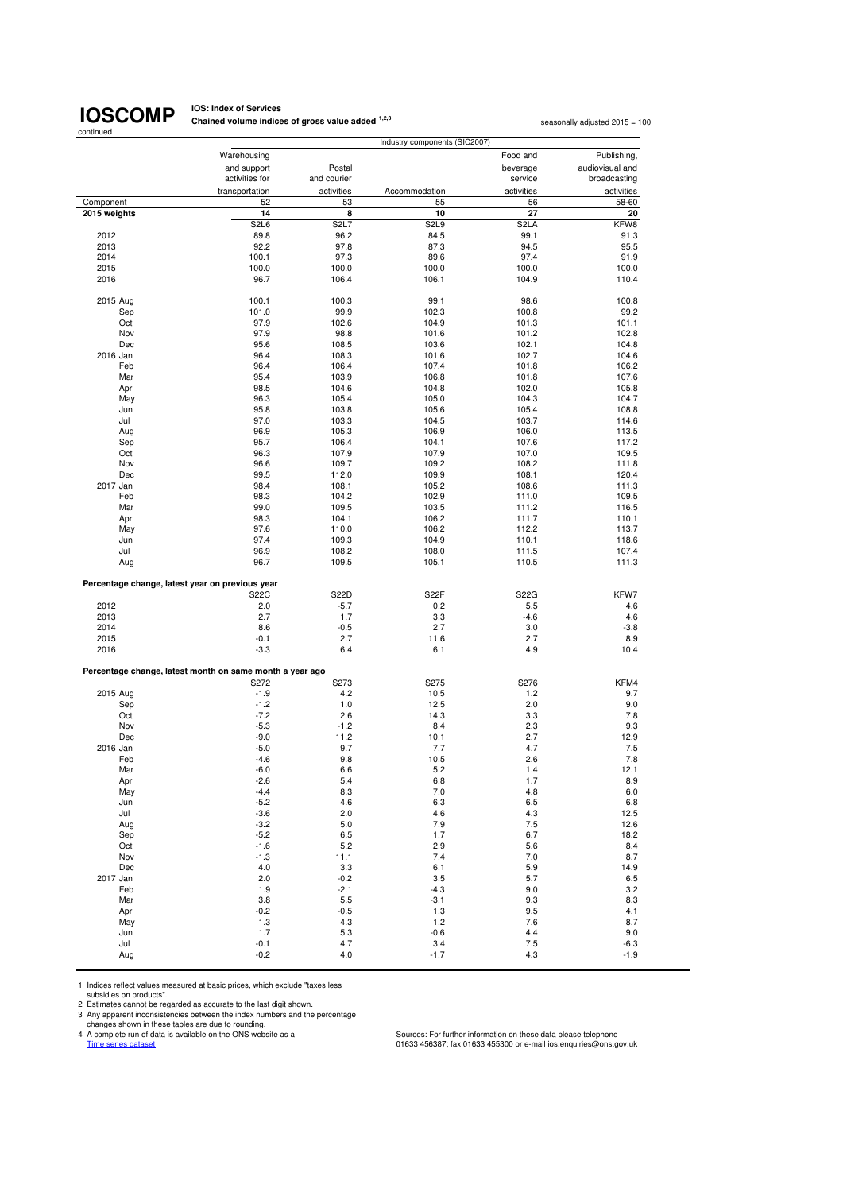# IOSCOMP

continued

**IOS: Index of Services**

**Chained volume indices of gross value added [1,2,3]**

seasonally adjusted 2015 = 100

| | Industry components (SIC2007) | | | | |
|---|---|---|---|---|---|
| | Warehousing and support activities for transportation | Postal and courier activities | Accommodation | Food and beverage service activities | Publishing, audiovisual and broadcasting activities |
| Component | 52 | 53 | 55 | 56 | 58-60 |
| **2015 weights** | **14** | **8** | **10** | **27** | **20** |
| | S2L6 | S2L7 | S2L9 | S2LA | KFW8 |
| 2012 | 89.8 | 96.2 | 84.5 | 99.1 | 91.3 |
| 2013 | 92.2 | 97.8 | 87.3 | 94.5 | 95.5 |
| 2014 | 100.1 | 97.3 | 89.6 | 97.4 | 91.9 |
| 2015 | 100.0 | 100.0 | 100.0 | 100.0 | 100.0 |
| 2016 | 96.7 | 106.4 | 106.1 | 104.9 | 110.4 |
| 2015 Aug | 100.1 | 100.3 | 99.1 | 98.6 | 100.8 |
| Sep | 101.0 | 99.9 | 102.3 | 100.8 | 99.2 |
| Oct | 97.9 | 102.6 | 104.9 | 101.3 | 101.1 |
| Nov | 97.9 | 98.8 | 101.6 | 101.2 | 102.8 |
| Dec | 95.6 | 108.5 | 103.6 | 102.1 | 104.8 |
| 2016 Jan | 96.4 | 108.3 | 101.6 | 102.7 | 104.6 |
| Feb | 96.4 | 106.4 | 107.4 | 101.8 | 106.2 |
| Mar | 95.4 | 103.9 | 106.8 | 101.8 | 107.6 |
| Apr | 98.5 | 104.6 | 104.8 | 102.0 | 105.8 |
| May | 96.3 | 105.4 | 105.0 | 104.3 | 104.7 |
| Jun | 95.8 | 103.8 | 105.6 | 105.4 | 108.8 |
| Jul | 97.0 | 103.3 | 104.5 | 103.7 | 114.6 |
| Aug | 96.9 | 105.3 | 106.9 | 106.0 | 113.5 |
| Sep | 95.7 | 106.4 | 104.1 | 107.6 | 117.2 |
| Oct | 96.3 | 107.9 | 107.9 | 107.0 | 109.5 |
| Nov | 96.6 | 109.7 | 109.2 | 108.2 | 111.8 |
| Dec | 99.5 | 112.0 | 109.9 | 108.1 | 120.4 |
| 2017 Jan | 98.4 | 108.1 | 105.2 | 108.6 | 111.3 |
| Feb | 98.3 | 104.2 | 102.9 | 111.0 | 109.5 |
| Mar | 99.0 | 109.5 | 103.5 | 111.2 | 116.5 |
| Apr | 98.3 | 104.1 | 106.2 | 111.7 | 110.1 |
| May | 97.6 | 110.0 | 106.2 | 112.2 | 113.7 |
| Jun | 97.4 | 109.3 | 104.9 | 110.1 | 118.6 |
| Jul | 96.9 | 108.2 | 108.0 | 111.5 | 107.4 |
| Aug | 96.7 | 109.5 | 105.1 | 110.5 | 111.3 |
| **Percentage change, latest year on previous year** | | | | | |
| | S22C | S22D | S22F | S22G | KFW7 |
| 2012 | 2.0 | -5.7 | 0.2 | 5.5 | 4.6 |
| 2013 | 2.7 | 1.7 | 3.3 | -4.6 | 4.6 |
| 2014 | 8.6 | -0.5 | 2.7 | 3.0 | -3.8 |
| 2015 | -0.1 | 2.7 | 11.6 | 2.7 | 8.9 |
| 2016 | -3.3 | 6.4 | 6.1 | 4.9 | 10.4 |
| **Percentage change, latest month on same month a year ago** | | | | | |
| | S272 | S273 | S275 | S276 | KFM4 |
| 2015 Aug | -1.9 | 4.2 | 10.5 | 1.2 | 9.7 |
| Sep | -1.2 | 1.0 | 12.5 | 2.0 | 9.0 |
| Oct | -7.2 | 2.6 | 14.3 | 3.3 | 7.8 |
| Nov | -5.3 | -1.2 | 8.4 | 2.3 | 9.3 |
| Dec | -9.0 | 11.2 | 10.1 | 2.7 | 12.9 |
| 2016 Jan | -5.0 | 9.7 | 7.7 | 4.7 | 7.5 |
| Feb | -4.6 | 9.8 | 10.5 | 2.6 | 7.8 |
| Mar | -6.0 | 6.6 | 5.2 | 1.4 | 12.1 |
| Apr | -2.6 | 5.4 | 6.8 | 1.7 | 8.9 |
| May | -4.4 | 8.3 | 7.0 | 4.8 | 6.0 |
| Jun | -5.2 | 4.6 | 6.3 | 6.5 | 6.8 |
| Jul | -3.6 | 2.0 | 4.6 | 4.3 | 12.5 |
| Aug | -3.2 | 5.0 | 7.9 | 7.5 | 12.6 |
| Sep | -5.2 | 6.5 | 1.7 | 6.7 | 18.2 |
| Oct | -1.6 | 5.2 | 2.9 | 5.6 | 8.4 |
| Nov | -1.3 | 11.1 | 7.4 | 7.0 | 8.7 |
| Dec | 4.0 | 3.3 | 6.1 | 5.9 | 14.9 |
| 2017 Jan | 2.0 | -0.2 | 3.5 | 5.7 | 6.5 |
| Feb | 1.9 | -2.1 | -4.3 | 9.0 | 3.2 |
| Mar | 3.8 | 5.5 | -3.1 | 9.3 | 8.3 |
| Apr | -0.2 | -0.5 | 1.3 | 9.5 | 4.1 |
| May | 1.3 | 4.3 | 1.2 | 7.6 | 8.7 |
| Jun | 1.7 | 5.3 | -0.6 | 4.4 | 9.0 |
| Jul | -0.1 | 4.7 | 3.4 | 7.5 | -6.3 |
| Aug | -0.2 | 4.0 | -1.7 | 4.3 | -1.9 |

1 Indices reflect values measured at basic prices, which exclude "taxes less subsidies on products".
2 Estimates cannot be regarded as accurate to the last digit shown.
3 Any apparent inconsistencies between the index numbers and the percentage changes shown in these tables are due to rounding.
4 A complete run of data is available on the ONS website as a Time series dataset

Sources: For further information on these data please telephone 01633 456387; fax 01633 455300 or e-mail ios.enquiries@ons.gov.uk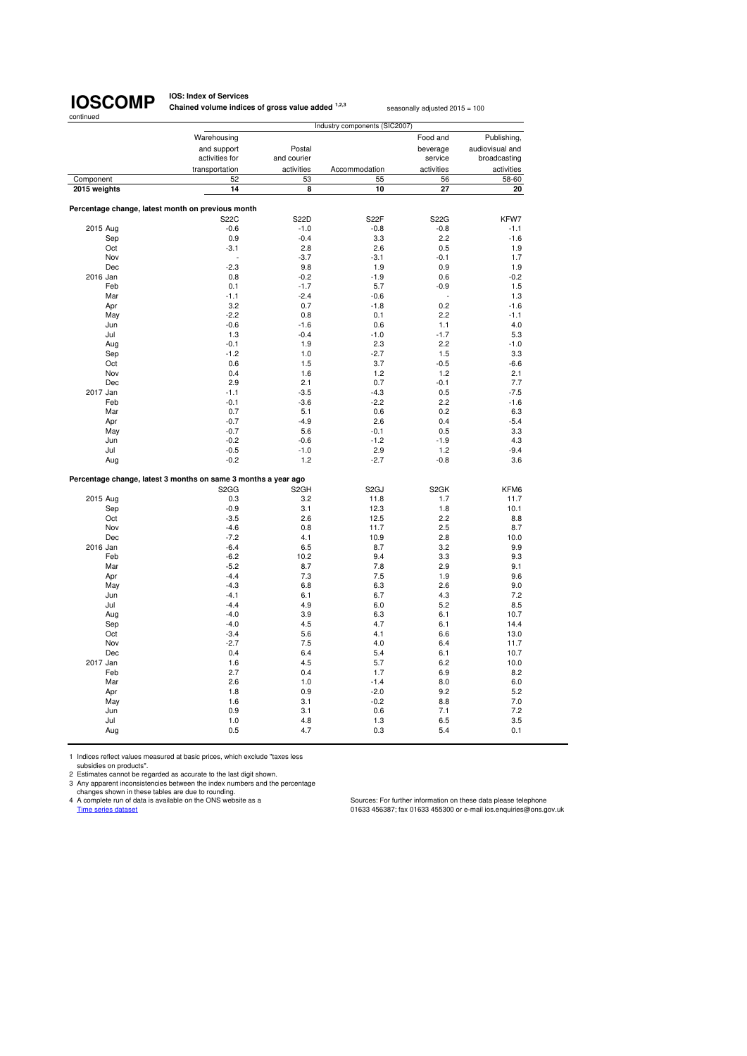# IOSCOMP

continued

**IOS: Index of Services**

**Chained volume indices of gross value added [1,2,3]**

seasonally adjusted 2015 = 100

| | Industry components (SIC2007) | | | | |
|---|---|---|---|---|---|
| | Warehousing and support activities for transportation | Postal and courier activities | Accommodation | Food and beverage service activities | Publishing, audiovisual and broadcasting activities |
| Component | 52 | 53 | 55 | 56 | 58-60 |
| **2015 weights** | **14** | **8** | **10** | **27** | **20** |
| **Percentage change, latest month on previous month** | | | | | |
| | S22C | S22D | S22F | S22G | KFW7 |
| 2015 Aug | -0.6 | -1.0 | -0.8 | -0.8 | -1.1 |
| Sep | 0.9 | -0.4 | 3.3 | 2.2 | -1.6 |
| Oct | -3.1 | 2.8 | 2.6 | 0.5 | 1.9 |
| Nov | - | -3.7 | -3.1 | -0.1 | 1.7 |
| Dec | -2.3 | 9.8 | 1.9 | 0.9 | 1.9 |
| 2016 Jan | 0.8 | -0.2 | -1.9 | 0.6 | -0.2 |
| Feb | 0.1 | -1.7 | 5.7 | -0.9 | 1.5 |
| Mar | -1.1 | -2.4 | -0.6 | - | 1.3 |
| Apr | 3.2 | 0.7 | -1.8 | 0.2 | -1.6 |
| May | -2.2 | 0.8 | 0.1 | 2.2 | -1.1 |
| Jun | -0.6 | -1.6 | 0.6 | 1.1 | 4.0 |
| Jul | 1.3 | -0.4 | -1.0 | -1.7 | 5.3 |
| Aug | -0.1 | 1.9 | 2.3 | 2.2 | -1.0 |
| Sep | -1.2 | 1.0 | -2.7 | 1.5 | 3.3 |
| Oct | 0.6 | 1.5 | 3.7 | -0.5 | -6.6 |
| Nov | 0.4 | 1.6 | 1.2 | 1.2 | 2.1 |
| Dec | 2.9 | 2.1 | 0.7 | -0.1 | 7.7 |
| 2017 Jan | -1.1 | -3.5 | -4.3 | 0.5 | -7.5 |
| Feb | -0.1 | -3.6 | -2.2 | 2.2 | -1.6 |
| Mar | 0.7 | 5.1 | 0.6 | 0.2 | 6.3 |
| Apr | -0.7 | -4.9 | 2.6 | 0.4 | -5.4 |
| May | -0.7 | 5.6 | -0.1 | 0.5 | 3.3 |
| Jun | -0.2 | -0.6 | -1.2 | -1.9 | 4.3 |
| Jul | -0.5 | -1.0 | 2.9 | 1.2 | -9.4 |
| Aug | -0.2 | 1.2 | -2.7 | -0.8 | 3.6 |
| **Percentage change, latest 3 months on same 3 months a year ago** | | | | | |
| | S2GG | S2GH | S2GJ | S2GK | KFM6 |
| 2015 Aug | 0.3 | 3.2 | 11.8 | 1.7 | 11.7 |
| Sep | -0.9 | 3.1 | 12.3 | 1.8 | 10.1 |
| Oct | -3.5 | 2.6 | 12.5 | 2.2 | 8.8 |
| Nov | -4.6 | 0.8 | 11.7 | 2.5 | 8.7 |
| Dec | -7.2 | 4.1 | 10.9 | 2.8 | 10.0 |
| 2016 Jan | -6.4 | 6.5 | 8.7 | 3.2 | 9.9 |
| Feb | -6.2 | 10.2 | 9.4 | 3.3 | 9.3 |
| Mar | -5.2 | 8.7 | 7.8 | 2.9 | 9.1 |
| Apr | -4.4 | 7.3 | 7.5 | 1.9 | 9.6 |
| May | -4.3 | 6.8 | 6.3 | 2.6 | 9.0 |
| Jun | -4.1 | 6.1 | 6.7 | 4.3 | 7.2 |
| Jul | -4.4 | 4.9 | 6.0 | 5.2 | 8.5 |
| Aug | -4.0 | 3.9 | 6.3 | 6.1 | 10.7 |
| Sep | -4.0 | 4.5 | 4.7 | 6.1 | 14.4 |
| Oct | -3.4 | 5.6 | 4.1 | 6.6 | 13.0 |
| Nov | -2.7 | 7.5 | 4.0 | 6.4 | 11.7 |
| Dec | 0.4 | 6.4 | 5.4 | 6.1 | 10.7 |
| 2017 Jan | 1.6 | 4.5 | 5.7 | 6.2 | 10.0 |
| Feb | 2.7 | 0.4 | 1.7 | 6.9 | 8.2 |
| Mar | 2.6 | 1.0 | -1.4 | 8.0 | 6.0 |
| Apr | 1.8 | 0.9 | -2.0 | 9.2 | 5.2 |
| May | 1.6 | 3.1 | -0.2 | 8.8 | 7.0 |
| Jun | 0.9 | 3.1 | 0.6 | 7.1 | 7.2 |
| Jul | 1.0 | 4.8 | 1.3 | 6.5 | 3.5 |
| Aug | 0.5 | 4.7 | 0.3 | 5.4 | 0.1 |

1 Indices reflect values measured at basic prices, which exclude "taxes less subsidies on products".
2 Estimates cannot be regarded as accurate to the last digit shown.
3 Any apparent inconsistencies between the index numbers and the percentage changes shown in these tables are due to rounding.
4 A complete run of data is available on the ONS website as a Time series dataset

Sources: For further information on these data please telephone 01633 456387; fax 01633 455300 or e-mail ios.enquiries@ons.gov.uk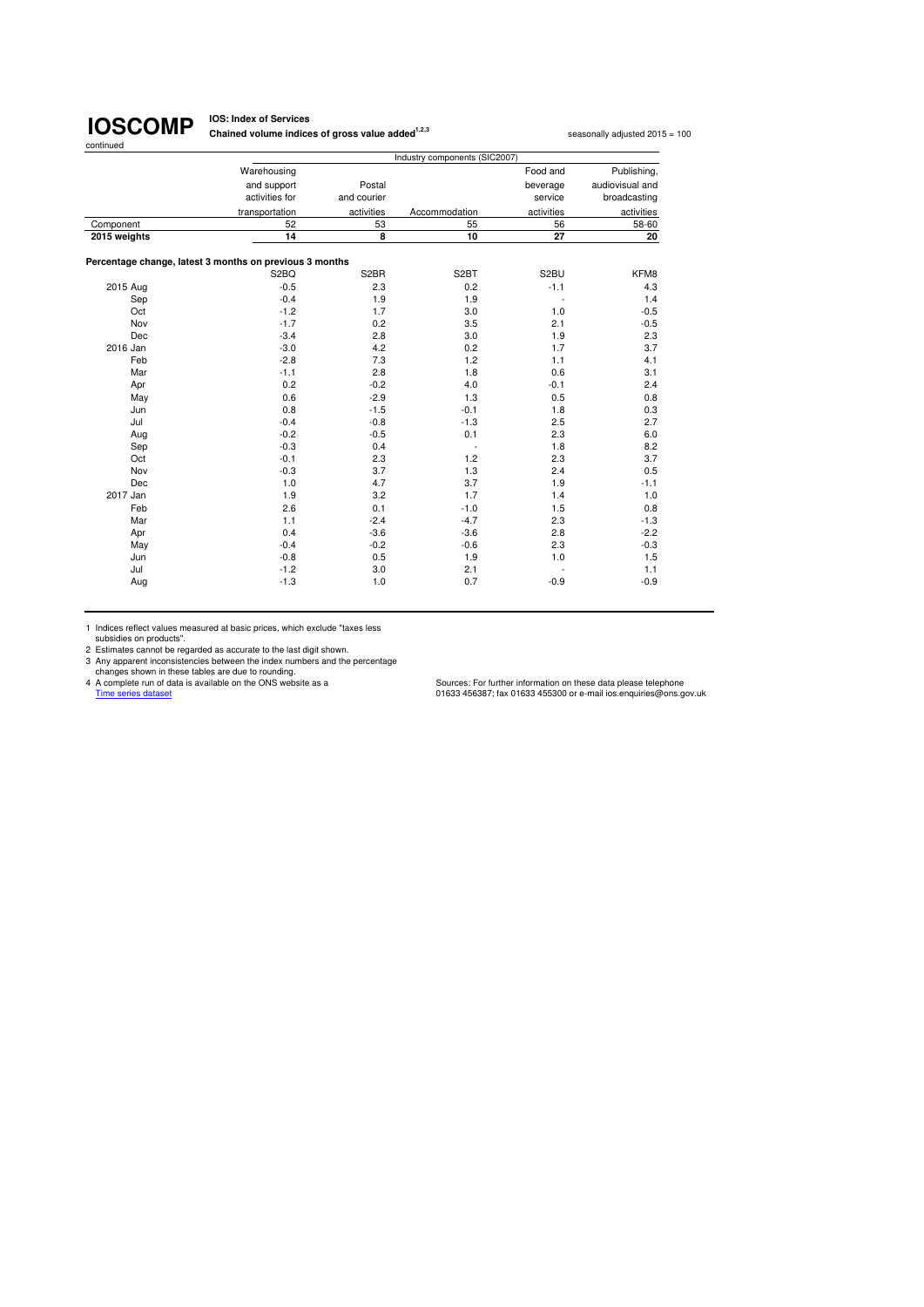# IOSCOMP

continued

**IOS: Index of Services**

**Chained volume indices of gross value added[1,2,3]**

seasonally adjusted 2015 = 100

| | Industry components (SIC2007) | | | | |
|---|---|---|---|---|---|
| | Warehousing and support activities for transportation | Postal and courier activities | Accommodation | Food and beverage service activities | Publishing, audiovisual and broadcasting activities |
| Component | 52 | 53 | 55 | 56 | 58-60 |
| **2015 weights** | **14** | **8** | **10** | **27** | **20** |
| **Percentage change, latest 3 months on previous 3 months** | | | | | |
| | S2BQ | S2BR | S2BT | S2BU | KFM8 |
| 2015 Aug | -0.5 | 2.3 | 0.2 | -1.1 | 4.3 |
| Sep | -0.4 | 1.9 | 1.9 | - | 1.4 |
| Oct | -1.2 | 1.7 | 3.0 | 1.0 | -0.5 |
| Nov | -1.7 | 0.2 | 3.5 | 2.1 | -0.5 |
| Dec | -3.4 | 2.8 | 3.0 | 1.9 | 2.3 |
| 2016 Jan | -3.0 | 4.2 | 0.2 | 1.7 | 3.7 |
| Feb | -2.8 | 7.3 | 1.2 | 1.1 | 4.1 |
| Mar | -1.1 | 2.8 | 1.8 | 0.6 | 3.1 |
| Apr | 0.2 | -0.2 | 4.0 | -0.1 | 2.4 |
| May | 0.6 | -2.9 | 1.3 | 0.5 | 0.8 |
| Jun | 0.8 | -1.5 | -0.1 | 1.8 | 0.3 |
| Jul | -0.4 | -0.8 | -1.3 | 2.5 | 2.7 |
| Aug | -0.2 | -0.5 | 0.1 | 2.3 | 6.0 |
| Sep | -0.3 | 0.4 | - | 1.8 | 8.2 |
| Oct | -0.1 | 2.3 | 1.2 | 2.3 | 3.7 |
| Nov | -0.3 | 3.7 | 1.3 | 2.4 | 0.5 |
| Dec | 1.0 | 4.7 | 3.7 | 1.9 | -1.1 |
| 2017 Jan | 1.9 | 3.2 | 1.7 | 1.4 | 1.0 |
| Feb | 2.6 | 0.1 | -1.0 | 1.5 | 0.8 |
| Mar | 1.1 | -2.4 | -4.7 | 2.3 | -1.3 |
| Apr | 0.4 | -3.6 | -3.6 | 2.8 | -2.2 |
| May | -0.4 | -0.2 | -0.6 | 2.3 | -0.3 |
| Jun | -0.8 | 0.5 | 1.9 | 1.0 | 1.5 |
| Jul | -1.2 | 3.0 | 2.1 | - | 1.1 |
| Aug | -1.3 | 1.0 | 0.7 | -0.9 | -0.9 |

1 Indices reflect values measured at basic prices, which exclude "taxes less subsidies on products".
2 Estimates cannot be regarded as accurate to the last digit shown.
3 Any apparent inconsistencies between the index numbers and the percentage changes shown in these tables are due to rounding.
4 A complete run of data is available on the ONS website as a Time series dataset

Sources: For further information on these data please telephone 01633 456387; fax 01633 455300 or e-mail ios.enquiries@ons.gov.uk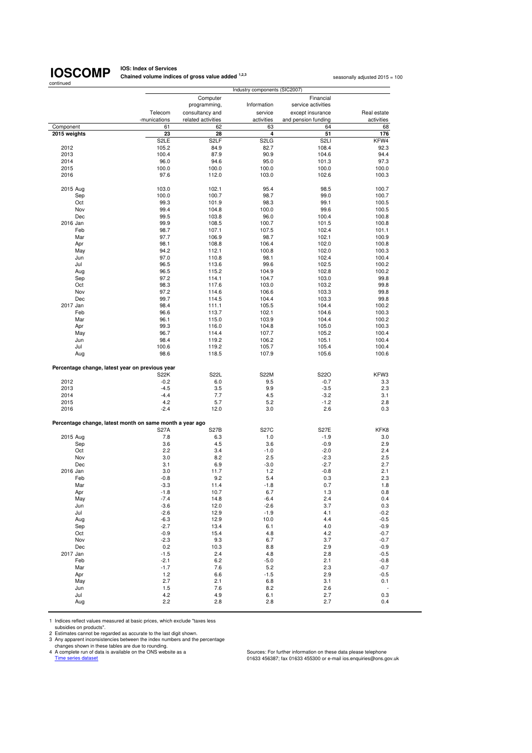# IOSCOMP

continued

**IOS: Index of Services**
**Chained volume indices of gross value added [1,2,3]**

seasonally adjusted 2015 = 100

| | Industry components (SIC2007) | | | | |
|---|---|---|---|---|---|
| | Telecom -munications | Computer programming, consultancy and related activities | Information service activities | Financial service activities except insurance and pension funding | Real estate activities |
| Component | 61 | 62 | 63 | 64 | 68 |
| **2015 weights** | **23** | **28** | **4** | **51** | **176** |
| | S2LE | S2LF | S2LG | S2LI | KFW4 |
| 2012 | 105.2 | 84.9 | 82.7 | 108.4 | 92.3 |
| 2013 | 100.4 | 87.9 | 90.9 | 104.6 | 94.4 |
| 2014 | 96.0 | 94.6 | 95.0 | 101.3 | 97.3 |
| 2015 | 100.0 | 100.0 | 100.0 | 100.0 | 100.0 |
| 2016 | 97.6 | 112.0 | 103.0 | 102.6 | 100.3 |
| | | | | | |
| 2015 Aug | 103.0 | 102.1 | 95.4 | 98.5 | 100.7 |
| Sep | 100.0 | 100.7 | 98.7 | 99.0 | 100.7 |
| Oct | 99.3 | 101.9 | 98.3 | 99.1 | 100.5 |
| Nov | 99.4 | 104.8 | 100.0 | 99.6 | 100.5 |
| Dec | 99.5 | 103.8 | 96.0 | 100.4 | 100.8 |
| 2016 Jan | 99.9 | 108.5 | 100.7 | 101.5 | 100.8 |
| Feb | 98.7 | 107.1 | 107.5 | 102.4 | 101.1 |
| Mar | 97.7 | 106.9 | 98.7 | 102.1 | 100.9 |
| Apr | 98.1 | 108.8 | 106.4 | 102.0 | 100.8 |
| May | 94.2 | 112.1 | 100.8 | 102.0 | 100.3 |
| Jun | 97.0 | 110.8 | 98.1 | 102.4 | 100.4 |
| Jul | 96.5 | 113.6 | 99.6 | 102.5 | 100.2 |
| Aug | 96.5 | 115.2 | 104.9 | 102.8 | 100.2 |
| Sep | 97.2 | 114.1 | 104.7 | 103.0 | 99.8 |
| Oct | 98.3 | 117.6 | 103.0 | 103.2 | 99.8 |
| Nov | 97.2 | 114.6 | 106.6 | 103.3 | 99.8 |
| Dec | 99.7 | 114.5 | 104.4 | 103.3 | 99.8 |
| 2017 Jan | 98.4 | 111.1 | 105.5 | 104.4 | 100.2 |
| Feb | 96.6 | 113.7 | 102.1 | 104.6 | 100.3 |
| Mar | 96.1 | 115.0 | 103.9 | 104.4 | 100.2 |
| Apr | 99.3 | 116.0 | 104.8 | 105.0 | 100.3 |
| May | 96.7 | 114.4 | 107.7 | 105.2 | 100.4 |
| Jun | 98.4 | 119.2 | 106.2 | 105.1 | 100.4 |
| Jul | 100.6 | 119.2 | 105.7 | 105.4 | 100.4 |
| Aug | 98.6 | 118.5 | 107.9 | 105.6 | 100.6 |
| | | | | | |
| **Percentage change, latest year on previous year** | | | | | |
| | S22K | S22L | S22M | S22O | KFW3 |
| 2012 | -0.2 | 6.0 | 9.5 | -0.7 | 3.3 |
| 2013 | -4.5 | 3.5 | 9.9 | -3.5 | 2.3 |
| 2014 | -4.4 | 7.7 | 4.5 | -3.2 | 3.1 |
| 2015 | 4.2 | 5.7 | 5.2 | -1.2 | 2.8 |
| 2016 | -2.4 | 12.0 | 3.0 | 2.6 | 0.3 |
| | | | | | |
| **Percentage change, latest month on same month a year ago** | | | | | |
| | S27A | S27B | S27C | S27E | KFK8 |
| 2015 Aug | 7.8 | 6.3 | 1.0 | -1.9 | 3.0 |
| Sep | 3.6 | 4.5 | 3.6 | -0.9 | 2.9 |
| Oct | 2.2 | 3.4 | -1.0 | -2.0 | 2.4 |
| Nov | 3.0 | 8.2 | 2.5 | -2.3 | 2.5 |
| Dec | 3.1 | 6.9 | -3.0 | -2.7 | 2.7 |
| 2016 Jan | 3.0 | 11.7 | 1.2 | -0.8 | 2.1 |
| Feb | -0.8 | 9.2 | 5.4 | 0.3 | 2.3 |
| Mar | -3.3 | 11.4 | -1.8 | 0.7 | 1.8 |
| Apr | -1.8 | 10.7 | 6.7 | 1.3 | 0.8 |
| May | -7.4 | 14.8 | -6.4 | 2.4 | 0.4 |
| Jun | -3.6 | 12.0 | -2.6 | 3.7 | 0.3 |
| Jul | -2.6 | 12.9 | -1.9 | 4.1 | -0.2 |
| Aug | -6.3 | 12.9 | 10.0 | 4.4 | -0.5 |
| Sep | -2.7 | 13.4 | 6.1 | 4.0 | -0.9 |
| Oct | -0.9 | 15.4 | 4.8 | 4.2 | -0.7 |
| Nov | -2.3 | 9.3 | 6.7 | 3.7 | -0.7 |
| Dec | 0.2 | 10.3 | 8.8 | 2.9 | -0.9 |
| 2017 Jan | -1.5 | 2.4 | 4.8 | 2.8 | -0.5 |
| Feb | -2.1 | 6.2 | -5.0 | 2.1 | -0.8 |
| Mar | -1.7 | 7.6 | 5.2 | 2.3 | -0.7 |
| Apr | 1.2 | 6.6 | -1.5 | 2.9 | -0.5 |
| May | 2.7 | 2.1 | 6.8 | 3.1 | 0.1 |
| Jun | 1.5 | 7.6 | 8.2 | 2.6 | - |
| Jul | 4.2 | 4.9 | 6.1 | 2.7 | 0.3 |
| Aug | 2.2 | 2.8 | 2.8 | 2.7 | 0.4 |

1 Indices reflect values measured at basic prices, which exclude "taxes less subsidies on products".
2 Estimates cannot be regarded as accurate to the last digit shown.
3 Any apparent inconsistencies between the index numbers and the percentage changes shown in these tables are due to rounding.
4 A complete run of data is available on the ONS website as a Time series dataset

Sources: For further information on these data please telephone 01633 456387; fax 01633 455300 or e-mail ios.enquiries@ons.gov.uk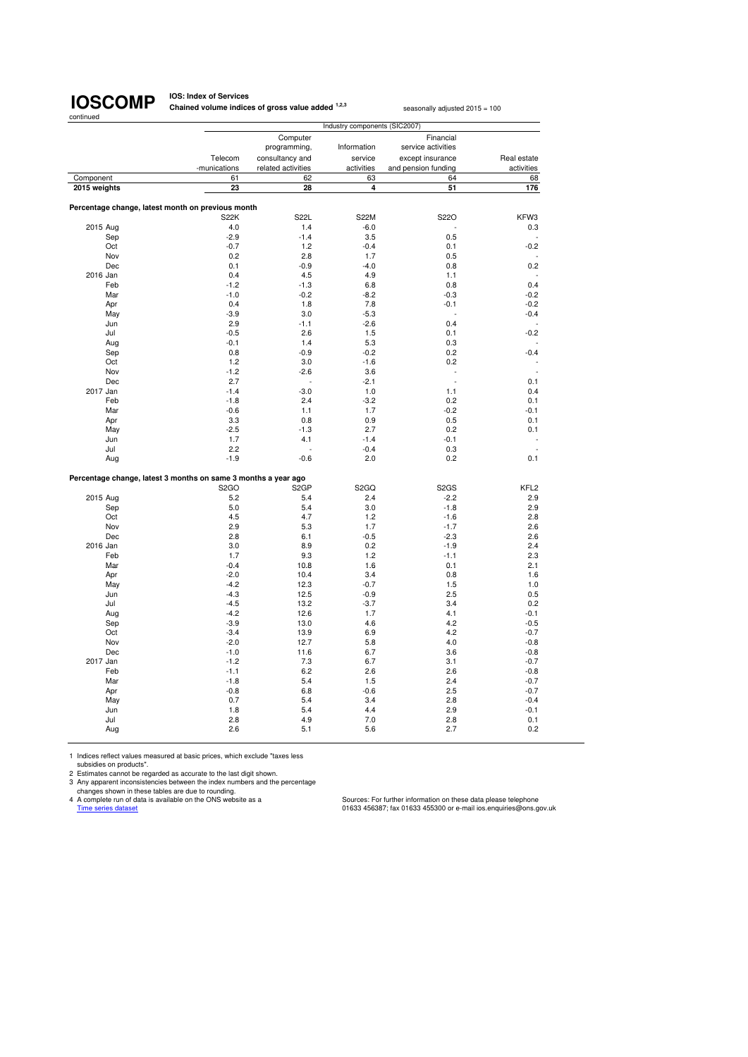# IOSCOMP

continued

**IOS: Index of Services**

**Chained volume indices of gross value added [1,2,3]**

seasonally adjusted 2015 = 100

| | Industry components (SIC2007) | | | | |
|---|---|---|---|---|---|
| | Telecom -munications | Computer programming, consultancy and related activities | Information service activities | Financial service activities except insurance and pension funding | Real estate activities |
| Component | 61 | 62 | 63 | 64 | 68 |
| **2015 weights** | **23** | **28** | **4** | **51** | **176** |
| **Percentage change, latest month on previous month** | | | | | |
| | S22K | S22L | S22M | S22O | KFW3 |
| 2015 Aug | 4.0 | 1.4 | -6.0 | - | 0.3 |
| Sep | -2.9 | -1.4 | 3.5 | 0.5 | - |
| Oct | -0.7 | 1.2 | -0.4 | 0.1 | -0.2 |
| Nov | 0.2 | 2.8 | 1.7 | 0.5 | - |
| Dec | 0.1 | -0.9 | -4.0 | 0.8 | 0.2 |
| 2016 Jan | 0.4 | 4.5 | 4.9 | 1.1 | - |
| Feb | -1.2 | -1.3 | 6.8 | 0.8 | 0.4 |
| Mar | -1.0 | -0.2 | -8.2 | -0.3 | -0.2 |
| Apr | 0.4 | 1.8 | 7.8 | -0.1 | -0.2 |
| May | -3.9 | 3.0 | -5.3 | - | -0.4 |
| Jun | 2.9 | -1.1 | -2.6 | 0.4 | - |
| Jul | -0.5 | 2.6 | 1.5 | 0.1 | -0.2 |
| Aug | -0.1 | 1.4 | 5.3 | 0.3 | - |
| Sep | 0.8 | -0.9 | -0.2 | 0.2 | -0.4 |
| Oct | 1.2 | 3.0 | -1.6 | 0.2 | - |
| Nov | -1.2 | -2.6 | 3.6 | - | - |
| Dec | 2.7 | - | -2.1 | - | 0.1 |
| 2017 Jan | -1.4 | -3.0 | 1.0 | 1.1 | 0.4 |
| Feb | -1.8 | 2.4 | -3.2 | 0.2 | 0.1 |
| Mar | -0.6 | 1.1 | 1.7 | -0.2 | -0.1 |
| Apr | 3.3 | 0.8 | 0.9 | 0.5 | 0.1 |
| May | -2.5 | -1.3 | 2.7 | 0.2 | 0.1 |
| Jun | 1.7 | 4.1 | -1.4 | -0.1 | - |
| Jul | 2.2 | - | -0.4 | 0.3 | - |
| Aug | -1.9 | -0.6 | 2.0 | 0.2 | 0.1 |
| **Percentage change, latest 3 months on same 3 months a year ago** | | | | | |
| | S2GO | S2GP | S2GQ | S2GS | KFL2 |
| 2015 Aug | 5.2 | 5.4 | 2.4 | -2.2 | 2.9 |
| Sep | 5.0 | 5.4 | 3.0 | -1.8 | 2.9 |
| Oct | 4.5 | 4.7 | 1.2 | -1.6 | 2.8 |
| Nov | 2.9 | 5.3 | 1.7 | -1.7 | 2.6 |
| Dec | 2.8 | 6.1 | -0.5 | -2.3 | 2.6 |
| 2016 Jan | 3.0 | 8.9 | 0.2 | -1.9 | 2.4 |
| Feb | 1.7 | 9.3 | 1.2 | -1.1 | 2.3 |
| Mar | -0.4 | 10.8 | 1.6 | 0.1 | 2.1 |
| Apr | -2.0 | 10.4 | 3.4 | 0.8 | 1.6 |
| May | -4.2 | 12.3 | -0.7 | 1.5 | 1.0 |
| Jun | -4.3 | 12.5 | -0.9 | 2.5 | 0.5 |
| Jul | -4.5 | 13.2 | -3.7 | 3.4 | 0.2 |
| Aug | -4.2 | 12.6 | 1.7 | 4.1 | -0.1 |
| Sep | -3.9 | 13.0 | 4.6 | 4.2 | -0.5 |
| Oct | -3.4 | 13.9 | 6.9 | 4.2 | -0.7 |
| Nov | -2.0 | 12.7 | 5.8 | 4.0 | -0.8 |
| Dec | -1.0 | 11.6 | 6.7 | 3.6 | -0.8 |
| 2017 Jan | -1.2 | 7.3 | 6.7 | 3.1 | -0.7 |
| Feb | -1.1 | 6.2 | 2.6 | 2.6 | -0.8 |
| Mar | -1.8 | 5.4 | 1.5 | 2.4 | -0.7 |
| Apr | -0.8 | 6.8 | -0.6 | 2.5 | -0.7 |
| May | 0.7 | 5.4 | 3.4 | 2.8 | -0.4 |
| Jun | 1.8 | 5.4 | 4.4 | 2.9 | -0.1 |
| Jul | 2.8 | 4.9 | 7.0 | 2.8 | 0.1 |
| Aug | 2.6 | 5.1 | 5.6 | 2.7 | 0.2 |

1 Indices reflect values measured at basic prices, which exclude "taxes less subsidies on products".
2 Estimates cannot be regarded as accurate to the last digit shown.
3 Any apparent inconsistencies between the index numbers and the percentage changes shown in these tables are due to rounding.
4 A complete run of data is available on the ONS website as a Time series dataset

Sources: For further information on these data please telephone 01633 456387; fax 01633 455300 or e-mail ios.enquiries@ons.gov.uk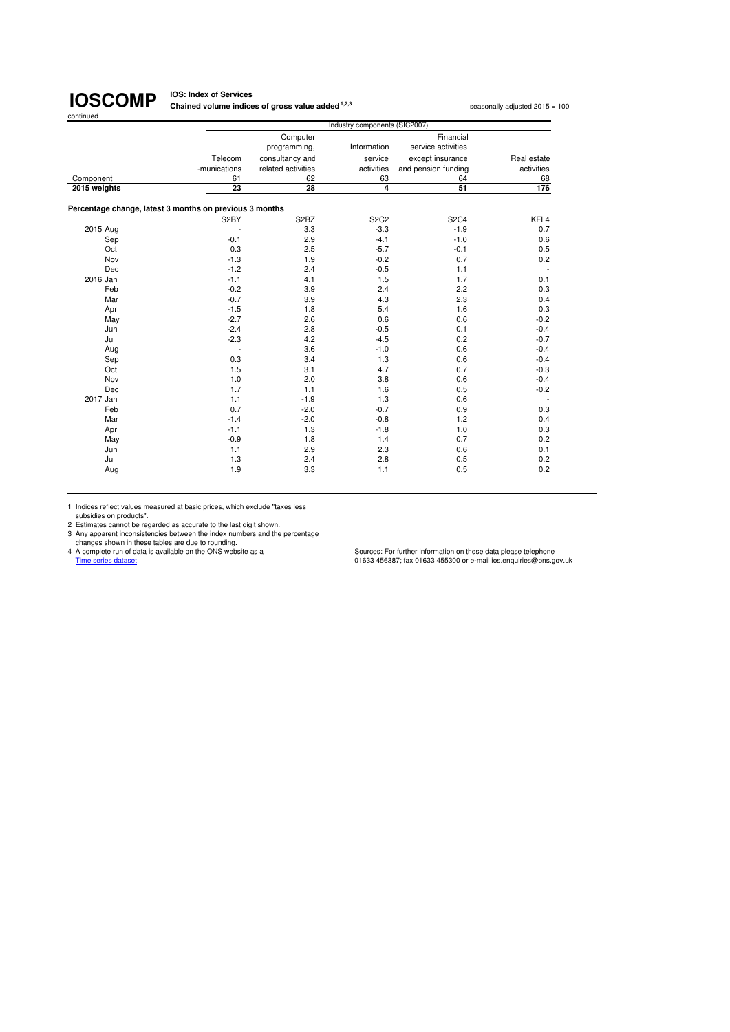# IOSCOMP

**IOS: Index of Services**

**Chained volume indices of gross value added** [1,2,3]

seasonally adjusted 2015 = 100

continued

| | Industry components (SIC2007) | | | | |
|---|---|---|---|---|---|
| | Telecom -munications | Computer programming, consultancy and related activities | Information service activities | Financial service activities except insurance and pension funding | Real estate activities |
| Component | 61 | 62 | 63 | 64 | 68 |
| **2015 weights** | **23** | **28** | **4** | **51** | **176** |
| **Percentage change, latest 3 months on previous 3 months** | | | | | |
| | S2BY | S2BZ | S2C2 | S2C4 | KFL4 |
| 2015 Aug | - | 3.3 | -3.3 | -1.9 | 0.7 |
| Sep | -0.1 | 2.9 | -4.1 | -1.0 | 0.6 |
| Oct | 0.3 | 2.5 | -5.7 | -0.1 | 0.5 |
| Nov | -1.3 | 1.9 | -0.2 | 0.7 | 0.2 |
| Dec | -1.2 | 2.4 | -0.5 | 1.1 | - |
| 2016 Jan | -1.1 | 4.1 | 1.5 | 1.7 | 0.1 |
| Feb | -0.2 | 3.9 | 2.4 | 2.2 | 0.3 |
| Mar | -0.7 | 3.9 | 4.3 | 2.3 | 0.4 |
| Apr | -1.5 | 1.8 | 5.4 | 1.6 | 0.3 |
| May | -2.7 | 2.6 | 0.6 | 0.6 | -0.2 |
| Jun | -2.4 | 2.8 | -0.5 | 0.1 | -0.4 |
| Jul | -2.3 | 4.2 | -4.5 | 0.2 | -0.7 |
| Aug | - | 3.6 | -1.0 | 0.6 | -0.4 |
| Sep | 0.3 | 3.4 | 1.3 | 0.6 | -0.4 |
| Oct | 1.5 | 3.1 | 4.7 | 0.7 | -0.3 |
| Nov | 1.0 | 2.0 | 3.8 | 0.6 | -0.4 |
| Dec | 1.7 | 1.1 | 1.6 | 0.5 | -0.2 |
| 2017 Jan | 1.1 | -1.9 | 1.3 | 0.6 | - |
| Feb | 0.7 | -2.0 | -0.7 | 0.9 | 0.3 |
| Mar | -1.4 | -2.0 | -0.8 | 1.2 | 0.4 |
| Apr | -1.1 | 1.3 | -1.8 | 1.0 | 0.3 |
| May | -0.9 | 1.8 | 1.4 | 0.7 | 0.2 |
| Jun | 1.1 | 2.9 | 2.3 | 0.6 | 0.1 |
| Jul | 1.3 | 2.4 | 2.8 | 0.5 | 0.2 |
| Aug | 1.9 | 3.3 | 1.1 | 0.5 | 0.2 |

1 Indices reflect values measured at basic prices, which exclude "taxes less subsidies on products".
2 Estimates cannot be regarded as accurate to the last digit shown.
3 Any apparent inconsistencies between the index numbers and the percentage changes shown in these tables are due to rounding.
4 A complete run of data is available on the ONS website as a Time series dataset

Sources: For further information on these data please telephone 01633 456387; fax 01633 455300 or e-mail ios.enquiries@ons.gov.uk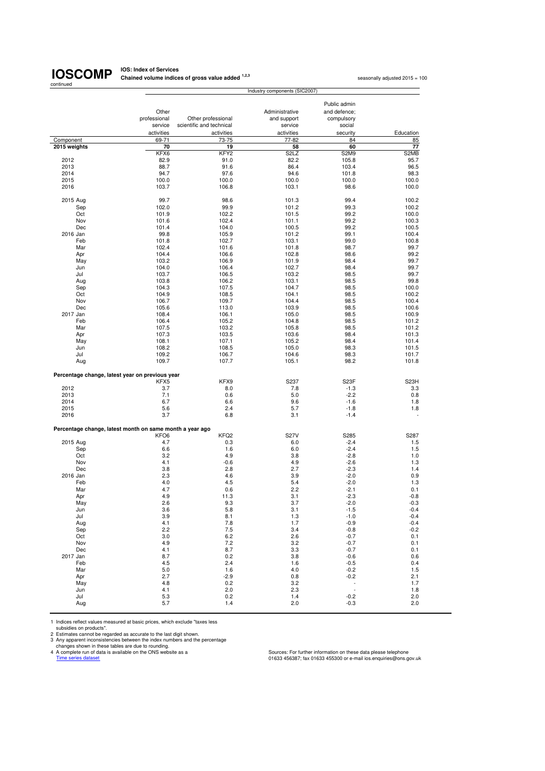**IOSCOMP** IOS: Index of Services
continued

**Chained volume indices of gross value added** [1,2,3]

seasonally adjusted 2015 = 100

| | Industry components (SIC2007) | | | | |
|---|---|---|---|---|---|
| | Other professional service activities | Other professional scientific and technical activities | Administrative and support service activities | Public admin and defence; compulsory social security | Education |
| Component | 69-71 | 73-75 | 77-82 | 84 | 85 |
| **2015 weights** | **70** | **19** | **58** | **60** | **77** |
| | KFX6 | KFY2 | S2LZ | S2M9 | S2MB |
| 2012 | 82.9 | 91.0 | 82.2 | 105.8 | 95.7 |
| 2013 | 88.7 | 91.6 | 86.4 | 103.4 | 96.5 |
| 2014 | 94.7 | 97.6 | 94.6 | 101.8 | 98.3 |
| 2015 | 100.0 | 100.0 | 100.0 | 100.0 | 100.0 |
| 2016 | 103.7 | 106.8 | 103.1 | 98.6 | 100.0 |
| | | | | | |
| 2015 Aug | 99.7 | 98.6 | 101.3 | 99.4 | 100.2 |
| Sep | 102.0 | 99.9 | 101.2 | 99.3 | 100.2 |
| Oct | 101.9 | 102.2 | 101.5 | 99.2 | 100.0 |
| Nov | 101.6 | 102.4 | 101.1 | 99.2 | 100.3 |
| Dec | 101.4 | 104.0 | 100.5 | 99.2 | 100.5 |
| 2016 Jan | 99.8 | 105.9 | 101.2 | 99.1 | 100.4 |
| Feb | 101.8 | 102.7 | 103.1 | 99.0 | 100.8 |
| Mar | 102.4 | 101.6 | 101.8 | 98.7 | 99.7 |
| Apr | 104.4 | 106.6 | 102.8 | 98.6 | 99.2 |
| May | 103.2 | 106.9 | 101.9 | 98.4 | 99.7 |
| Jun | 104.0 | 106.4 | 102.7 | 98.4 | 99.7 |
| Jul | 103.7 | 106.5 | 103.2 | 98.5 | 99.7 |
| Aug | 103.8 | 106.2 | 103.1 | 98.5 | 99.8 |
| Sep | 104.3 | 107.5 | 104.7 | 98.5 | 100.0 |
| Oct | 104.9 | 108.5 | 104.1 | 98.5 | 100.2 |
| Nov | 106.7 | 109.7 | 104.4 | 98.5 | 100.4 |
| Dec | 105.6 | 113.0 | 103.9 | 98.5 | 100.6 |
| 2017 Jan | 108.4 | 106.1 | 105.0 | 98.5 | 100.9 |
| Feb | 106.4 | 105.2 | 104.8 | 98.5 | 101.2 |
| Mar | 107.5 | 103.2 | 105.8 | 98.5 | 101.2 |
| Apr | 107.3 | 103.5 | 103.6 | 98.4 | 101.3 |
| May | 108.1 | 107.1 | 105.2 | 98.4 | 101.4 |
| Jun | 108.2 | 108.5 | 105.0 | 98.3 | 101.5 |
| Jul | 109.2 | 106.7 | 104.6 | 98.3 | 101.7 |
| Aug | 109.7 | 107.7 | 105.1 | 98.2 | 101.8 |
| **Percentage change, latest year on previous year** | | | | | |
| | KFX5 | KFX9 | S237 | S23F | S23H |
| 2012 | 3.7 | 8.0 | 7.8 | -1.3 | 3.3 |
| 2013 | 7.1 | 0.6 | 5.0 | -2.2 | 0.8 |
| 2014 | 6.7 | 6.6 | 9.6 | -1.6 | 1.8 |
| 2015 | 5.6 | 2.4 | 5.7 | -1.8 | 1.8 |
| 2016 | 3.7 | 6.8 | 3.1 | -1.4 | - |
| **Percentage change, latest month on same month a year ago** | | | | | |
| | KFO6 | KFQ2 | S27V | S285 | S287 |
| 2015 Aug | 4.7 | 0.3 | 6.0 | -2.4 | 1.5 |
| Sep | 6.6 | 1.6 | 6.0 | -2.4 | 1.5 |
| Oct | 3.2 | 4.9 | 3.8 | -2.8 | 1.0 |
| Nov | 4.1 | -0.6 | 4.9 | -2.6 | 1.3 |
| Dec | 3.8 | 2.8 | 2.7 | -2.3 | 1.4 |
| 2016 Jan | 2.3 | 4.6 | 3.9 | -2.0 | 0.9 |
| Feb | 4.0 | 4.5 | 5.4 | -2.0 | 1.3 |
| Mar | 4.7 | 0.6 | 2.2 | -2.1 | 0.1 |
| Apr | 4.9 | 11.3 | 3.1 | -2.3 | -0.8 |
| May | 2.6 | 9.3 | 3.7 | -2.0 | -0.3 |
| Jun | 3.6 | 5.8 | 3.1 | -1.5 | -0.4 |
| Jul | 3.9 | 8.1 | 1.3 | -1.0 | -0.4 |
| Aug | 4.1 | 7.8 | 1.7 | -0.9 | -0.4 |
| Sep | 2.2 | 7.5 | 3.4 | -0.8 | -0.2 |
| Oct | 3.0 | 6.2 | 2.6 | -0.7 | 0.1 |
| Nov | 4.9 | 7.2 | 3.2 | -0.7 | 0.1 |
| Dec | 4.1 | 8.7 | 3.3 | -0.7 | 0.1 |
| 2017 Jan | 8.7 | 0.2 | 3.8 | -0.6 | 0.6 |
| Feb | 4.5 | 2.4 | 1.6 | -0.5 | 0.4 |
| Mar | 5.0 | 1.6 | 4.0 | -0.2 | 1.5 |
| Apr | 2.7 | -2.9 | 0.8 | -0.2 | 2.1 |
| May | 4.8 | 0.2 | 3.2 | - | 1.7 |
| Jun | 4.1 | 2.0 | 2.3 | - | 1.8 |
| Jul | 5.3 | 0.2 | 1.4 | -0.2 | 2.0 |
| Aug | 5.7 | 1.4 | 2.0 | -0.3 | 2.0 |

1 Indices reflect values measured at basic prices, which exclude "taxes less subsidies on products".
2 Estimates cannot be regarded as accurate to the last digit shown.
3 Any apparent inconsistencies between the index numbers and the percentage changes shown in these tables are due to rounding.
4 A complete run of data is available on the ONS website as a Time series dataset

Sources: For further information on these data please telephone 01633 456387; fax 01633 455300 or e-mail ios.enquiries@ons.gov.uk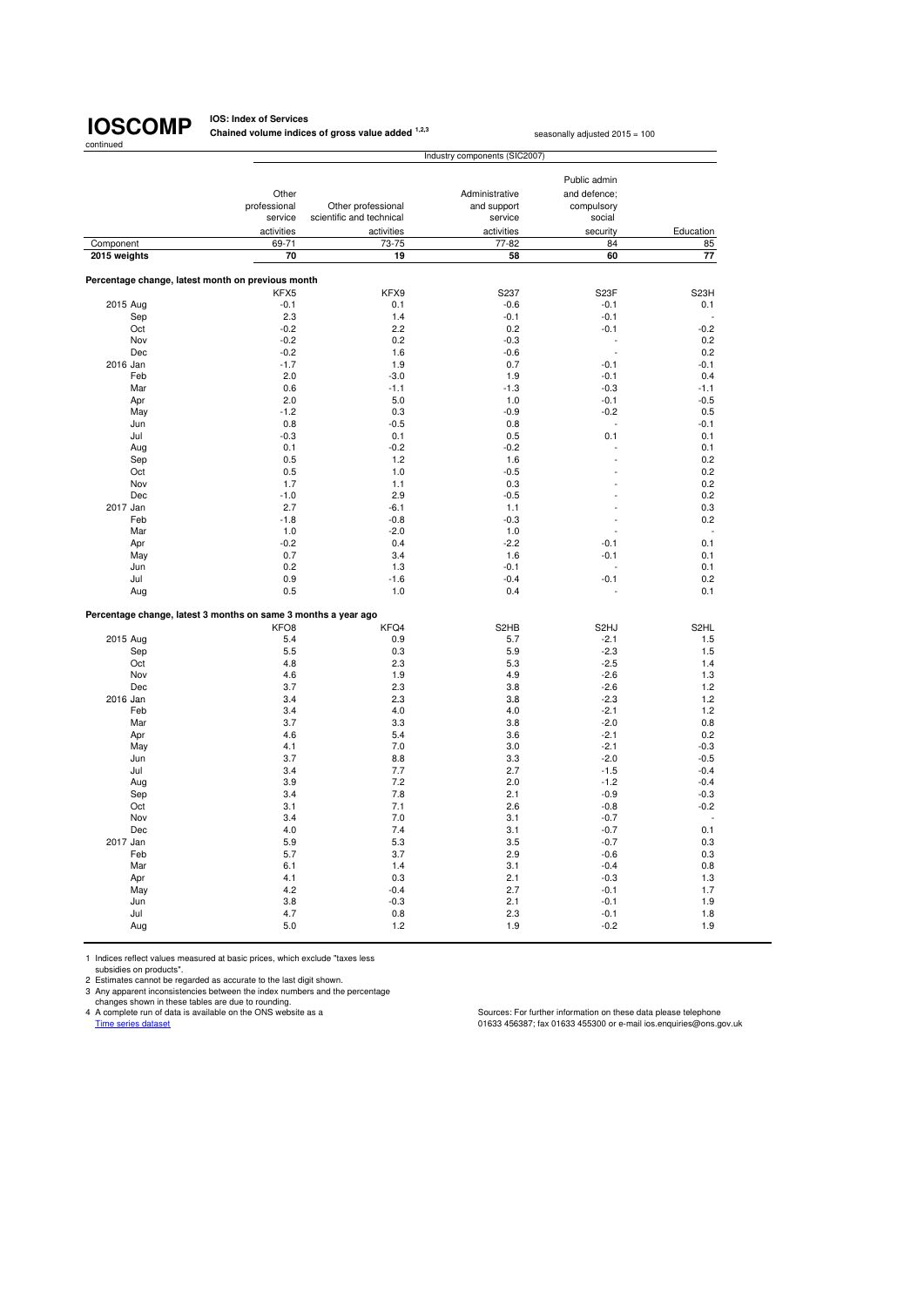# IOSCOMP

continued

**IOS: Index of Services**

**Chained volume indices of gross value added [1,2,3]**

seasonally adjusted 2015 = 100

| | Industry components (SIC2007) | | | | |
|---|---|---|---|---|---|
| | Other professional service activities | Other professional scientific and technical activities | Administrative and support service activities | Public admin and defence; compulsory social security | Education |
| Component | 69-71 | 73-75 | 77-82 | 84 | 85 |
| **2015 weights** | **70** | **19** | **58** | **60** | **77** |
| **Percentage change, latest month on previous month** | | | | | |
| | KFX5 | KFX9 | S237 | S23F | S23H |
| 2015 Aug | -0.1 | 0.1 | -0.6 | -0.1 | 0.1 |
| Sep | 2.3 | 1.4 | -0.1 | -0.1 | - |
| Oct | -0.2 | 2.2 | 0.2 | -0.1 | -0.2 |
| Nov | -0.2 | 0.2 | -0.3 | - | 0.2 |
| Dec | -0.2 | 1.6 | -0.6 | - | 0.2 |
| 2016 Jan | -1.7 | 1.9 | 0.7 | -0.1 | -0.1 |
| Feb | 2.0 | -3.0 | 1.9 | -0.1 | 0.4 |
| Mar | 0.6 | -1.1 | -1.3 | -0.3 | -1.1 |
| Apr | 2.0 | 5.0 | 1.0 | -0.1 | -0.5 |
| May | -1.2 | 0.3 | -0.9 | -0.2 | 0.5 |
| Jun | 0.8 | -0.5 | 0.8 | - | -0.1 |
| Jul | -0.3 | 0.1 | 0.5 | 0.1 | 0.1 |
| Aug | 0.1 | -0.2 | -0.2 | - | 0.1 |
| Sep | 0.5 | 1.2 | 1.6 | - | 0.2 |
| Oct | 0.5 | 1.0 | -0.5 | - | 0.2 |
| Nov | 1.7 | 1.1 | 0.3 | - | 0.2 |
| Dec | -1.0 | 2.9 | -0.5 | - | 0.2 |
| 2017 Jan | 2.7 | -6.1 | 1.1 | - | 0.3 |
| Feb | -1.8 | -0.8 | -0.3 | - | 0.2 |
| Mar | 1.0 | -2.0 | 1.0 | - | - |
| Apr | -0.2 | 0.4 | -2.2 | -0.1 | 0.1 |
| May | 0.7 | 3.4 | 1.6 | -0.1 | 0.1 |
| Jun | 0.2 | 1.3 | -0.1 | - | 0.1 |
| Jul | 0.9 | -1.6 | -0.4 | -0.1 | 0.2 |
| Aug | 0.5 | 1.0 | 0.4 | - | 0.1 |
| **Percentage change, latest 3 months on same 3 months a year ago** | | | | | |
| | KFO8 | KFQ4 | S2HB | S2HJ | S2HL |
| 2015 Aug | 5.4 | 0.9 | 5.7 | -2.1 | 1.5 |
| Sep | 5.5 | 0.3 | 5.9 | -2.3 | 1.5 |
| Oct | 4.8 | 2.3 | 5.3 | -2.5 | 1.4 |
| Nov | 4.6 | 1.9 | 4.9 | -2.6 | 1.3 |
| Dec | 3.7 | 2.3 | 3.8 | -2.6 | 1.2 |
| 2016 Jan | 3.4 | 2.3 | 3.8 | -2.3 | 1.2 |
| Feb | 3.4 | 4.0 | 4.0 | -2.1 | 1.2 |
| Mar | 3.7 | 3.3 | 3.8 | -2.0 | 0.8 |
| Apr | 4.6 | 5.4 | 3.6 | -2.1 | 0.2 |
| May | 4.1 | 7.0 | 3.0 | -2.1 | -0.3 |
| Jun | 3.7 | 8.8 | 3.3 | -2.0 | -0.5 |
| Jul | 3.4 | 7.7 | 2.7 | -1.5 | -0.4 |
| Aug | 3.9 | 7.2 | 2.0 | -1.2 | -0.4 |
| Sep | 3.4 | 7.8 | 2.1 | -0.9 | -0.3 |
| Oct | 3.1 | 7.1 | 2.6 | -0.8 | -0.2 |
| Nov | 3.4 | 7.0 | 3.1 | -0.7 | - |
| Dec | 4.0 | 7.4 | 3.1 | -0.7 | 0.1 |
| 2017 Jan | 5.9 | 5.3 | 3.5 | -0.7 | 0.3 |
| Feb | 5.7 | 3.7 | 2.9 | -0.6 | 0.3 |
| Mar | 6.1 | 1.4 | 3.1 | -0.4 | 0.8 |
| Apr | 4.1 | 0.3 | 2.1 | -0.3 | 1.3 |
| May | 4.2 | -0.4 | 2.7 | -0.1 | 1.7 |
| Jun | 3.8 | -0.3 | 2.1 | -0.1 | 1.9 |
| Jul | 4.7 | 0.8 | 2.3 | -0.1 | 1.8 |
| Aug | 5.0 | 1.2 | 1.9 | -0.2 | 1.9 |

1 Indices reflect values measured at basic prices, which exclude "taxes less subsidies on products".
2 Estimates cannot be regarded as accurate to the last digit shown.
3 Any apparent inconsistencies between the index numbers and the percentage changes shown in these tables are due to rounding.
4 A complete run of data is available on the ONS website as a Time series dataset

Sources: For further information on these data please telephone 01633 456387; fax 01633 455300 or e-mail ios.enquiries@ons.gov.uk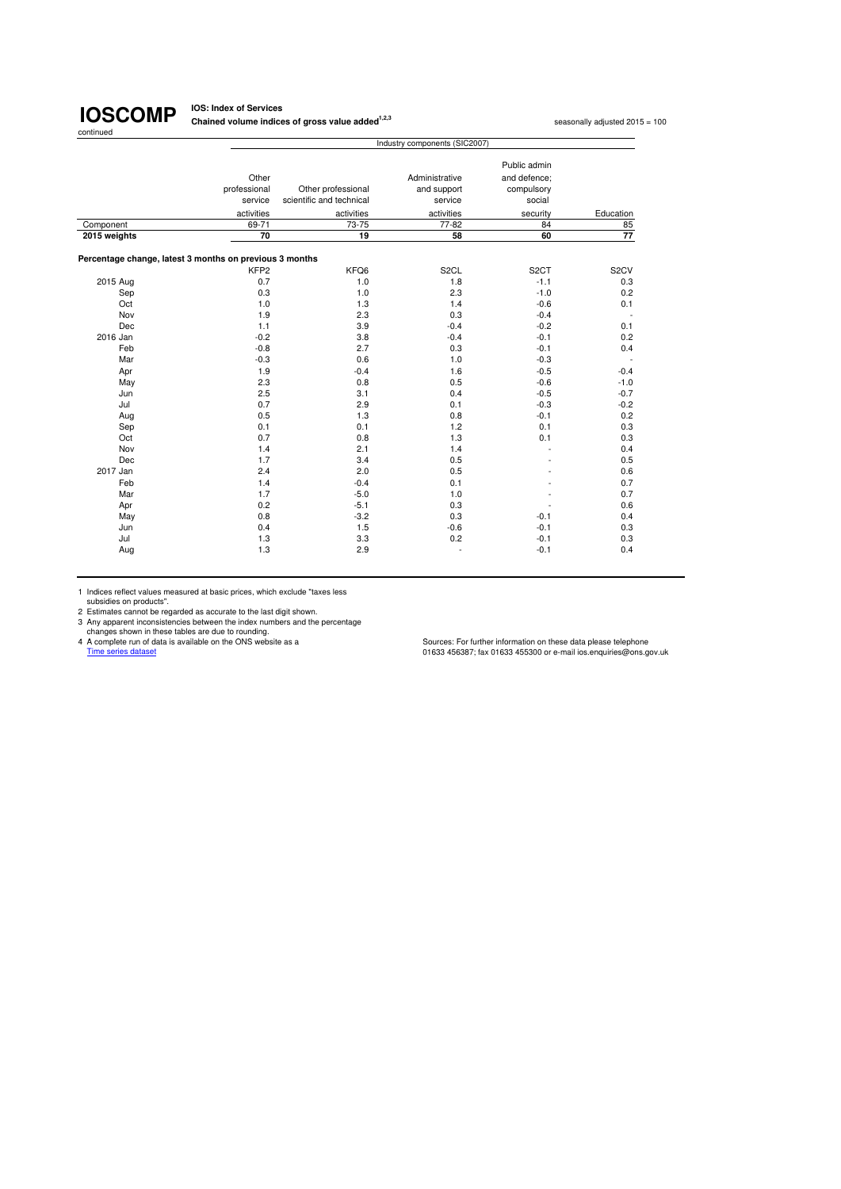# IOSCOMP

continued

**IOS: Index of Services**

**Chained volume indices of gross value added[1,2,3]**

seasonally adjusted 2015 = 100

| | Industry components (SIC2007) | | | | |
|---|---|---|---|---|---|
| | Other professional service activities | Other professional scientific and technical activities | Administrative and support service activities | Public admin and defence; compulsory social security | Education |
| Component | 69-71 | 73-75 | 77-82 | 84 | 85 |
| **2015 weights** | **70** | **19** | **58** | **60** | **77** |
| **Percentage change, latest 3 months on previous 3 months** | | | | | |
| | KFP2 | KFQ6 | S2CL | S2CT | S2CV |
| 2015 Aug | 0.7 | 1.0 | 1.8 | -1.1 | 0.3 |
| Sep | 0.3 | 1.0 | 2.3 | -1.0 | 0.2 |
| Oct | 1.0 | 1.3 | 1.4 | -0.6 | 0.1 |
| Nov | 1.9 | 2.3 | 0.3 | -0.4 | - |
| Dec | 1.1 | 3.9 | -0.4 | -0.2 | 0.1 |
| 2016 Jan | -0.2 | 3.8 | -0.4 | -0.1 | 0.2 |
| Feb | -0.8 | 2.7 | 0.3 | -0.1 | 0.4 |
| Mar | -0.3 | 0.6 | 1.0 | -0.3 | - |
| Apr | 1.9 | -0.4 | 1.6 | -0.5 | -0.4 |
| May | 2.3 | 0.8 | 0.5 | -0.6 | -1.0 |
| Jun | 2.5 | 3.1 | 0.4 | -0.5 | -0.7 |
| Jul | 0.7 | 2.9 | 0.1 | -0.3 | -0.2 |
| Aug | 0.5 | 1.3 | 0.8 | -0.1 | 0.2 |
| Sep | 0.1 | 0.1 | 1.2 | 0.1 | 0.3 |
| Oct | 0.7 | 0.8 | 1.3 | 0.1 | 0.3 |
| Nov | 1.4 | 2.1 | 1.4 | - | 0.4 |
| Dec | 1.7 | 3.4 | 0.5 | - | 0.5 |
| 2017 Jan | 2.4 | 2.0 | 0.5 | - | 0.6 |
| Feb | 1.4 | -0.4 | 0.1 | - | 0.7 |
| Mar | 1.7 | -5.0 | 1.0 | - | 0.7 |
| Apr | 0.2 | -5.1 | 0.3 | - | 0.6 |
| May | 0.8 | -3.2 | 0.3 | -0.1 | 0.4 |
| Jun | 0.4 | 1.5 | -0.6 | -0.1 | 0.3 |
| Jul | 1.3 | 3.3 | 0.2 | -0.1 | 0.3 |
| Aug | 1.3 | 2.9 | - | -0.1 | 0.4 |

1 Indices reflect values measured at basic prices, which exclude "taxes less subsidies on products".
2 Estimates cannot be regarded as accurate to the last digit shown.
3 Any apparent inconsistencies between the index numbers and the percentage changes shown in these tables are due to rounding.
4 A complete run of data is available on the ONS website as a Time series dataset

Sources: For further information on these data please telephone 01633 456387; fax 01633 455300 or e-mail ios.enquiries@ons.gov.uk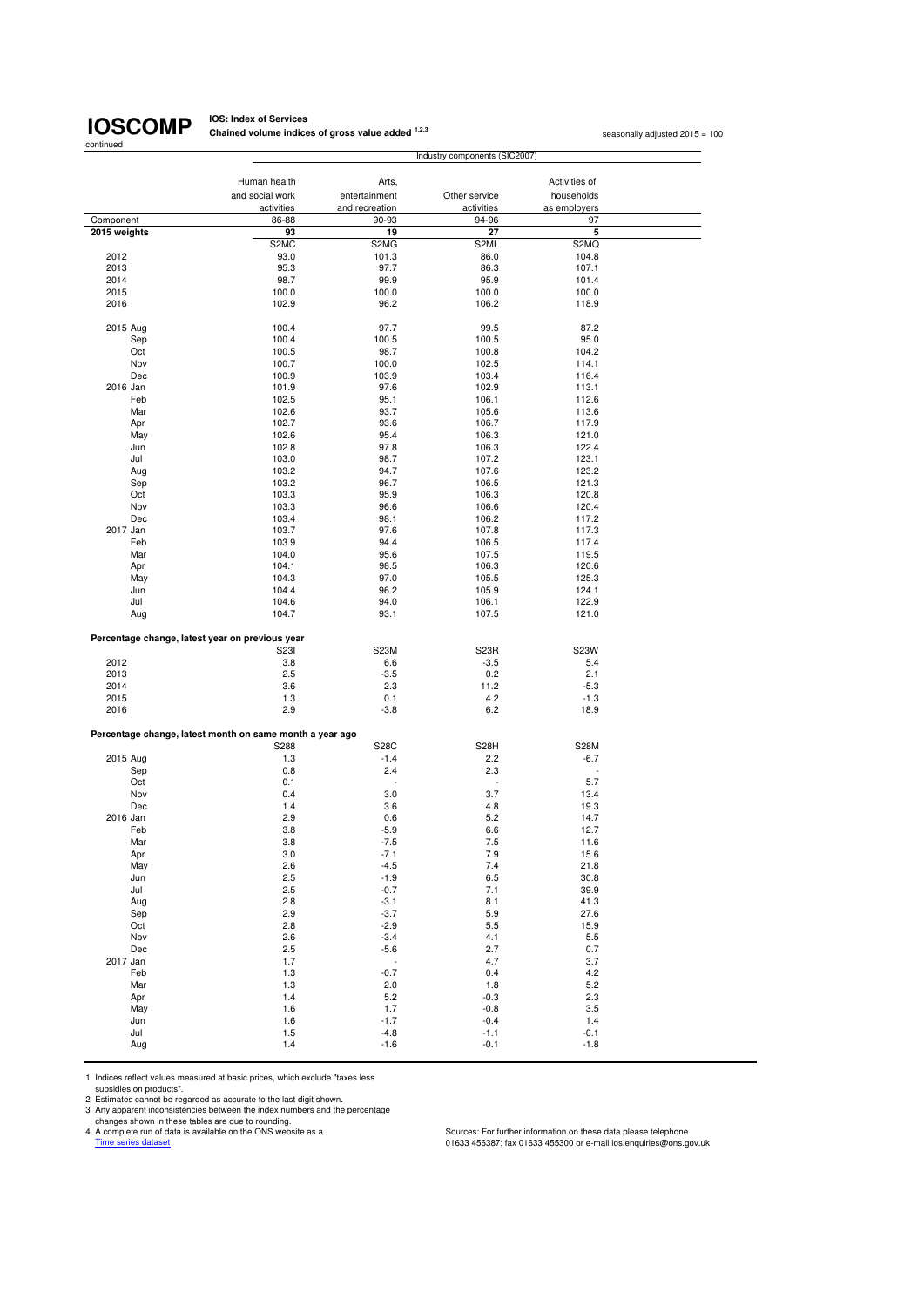# IOSCOMP

continued

**IOS: Index of Services**
**Chained volume indices of gross value added [1,2,3]**

seasonally adjusted 2015 = 100

| | Industry components (SIC2007) | | | |
|---|---|---|---|---|
| | Human health and social work activities | Arts, entertainment and recreation | Other service activities | Activities of households as employers |
| Component | 86-88 | 90-93 | 94-96 | 97 |
| **2015 weights** | **93** | **19** | **27** | **5** |
| | S2MC | S2MG | S2ML | S2MQ |
| 2012 | 93.0 | 101.3 | 86.0 | 104.8 |
| 2013 | 95.3 | 97.7 | 86.3 | 107.1 |
| 2014 | 98.7 | 99.9 | 95.9 | 101.4 |
| 2015 | 100.0 | 100.0 | 100.0 | 100.0 |
| 2016 | 102.9 | 96.2 | 106.2 | 118.9 |
| | | | | |
| 2015 Aug | 100.4 | 97.7 | 99.5 | 87.2 |
| Sep | 100.4 | 100.5 | 100.5 | 95.0 |
| Oct | 100.5 | 98.7 | 100.8 | 104.2 |
| Nov | 100.7 | 100.0 | 102.5 | 114.1 |
| Dec | 100.9 | 103.9 | 103.4 | 116.4 |
| 2016 Jan | 101.9 | 97.6 | 102.9 | 113.1 |
| Feb | 102.5 | 95.1 | 106.1 | 112.6 |
| Mar | 102.6 | 93.7 | 105.6 | 113.6 |
| Apr | 102.7 | 93.6 | 106.7 | 117.9 |
| May | 102.6 | 95.4 | 106.3 | 121.0 |
| Jun | 102.8 | 97.8 | 106.3 | 122.4 |
| Jul | 103.0 | 98.7 | 107.2 | 123.1 |
| Aug | 103.2 | 94.7 | 107.6 | 123.2 |
| Sep | 103.2 | 96.7 | 106.5 | 121.3 |
| Oct | 103.3 | 95.9 | 106.3 | 120.8 |
| Nov | 103.3 | 96.6 | 106.6 | 120.4 |
| Dec | 103.4 | 98.1 | 106.2 | 117.2 |
| 2017 Jan | 103.7 | 97.6 | 107.8 | 117.3 |
| Feb | 103.9 | 94.4 | 106.5 | 117.4 |
| Mar | 104.0 | 95.6 | 107.5 | 119.5 |
| Apr | 104.1 | 98.5 | 106.3 | 120.6 |
| May | 104.3 | 97.0 | 105.5 | 125.3 |
| Jun | 104.4 | 96.2 | 105.9 | 124.1 |
| Jul | 104.6 | 94.0 | 106.1 | 122.9 |
| Aug | 104.7 | 93.1 | 107.5 | 121.0 |
| | | | | |
| **Percentage change, latest year on previous year** | | | | |
| | S23I | S23M | S23R | S23W |
| 2012 | 3.8 | 6.6 | -3.5 | 5.4 |
| 2013 | 2.5 | -3.5 | 0.2 | 2.1 |
| 2014 | 3.6 | 2.3 | 11.2 | -5.3 |
| 2015 | 1.3 | 0.1 | 4.2 | -1.3 |
| 2016 | 2.9 | -3.8 | 6.2 | 18.9 |
| | | | | |
| **Percentage change, latest month on same month a year ago** | | | | |
| | S288 | S28C | S28H | S28M |
| 2015 Aug | 1.3 | -1.4 | 2.2 | -6.7 |
| Sep | 0.8 | 2.4 | 2.3 | - |
| Oct | 0.1 | - | - | 5.7 |
| Nov | 0.4 | 3.0 | 3.7 | 13.4 |
| Dec | 1.4 | 3.6 | 4.8 | 19.3 |
| 2016 Jan | 2.9 | 0.6 | 5.2 | 14.7 |
| Feb | 3.8 | -5.9 | 6.6 | 12.7 |
| Mar | 3.8 | -7.5 | 7.5 | 11.6 |
| Apr | 3.0 | -7.1 | 7.9 | 15.6 |
| May | 2.6 | -4.5 | 7.4 | 21.8 |
| Jun | 2.5 | -1.9 | 6.5 | 30.8 |
| Jul | 2.5 | -0.7 | 7.1 | 39.9 |
| Aug | 2.8 | -3.1 | 8.1 | 41.3 |
| Sep | 2.9 | -3.7 | 5.9 | 27.6 |
| Oct | 2.8 | -2.9 | 5.5 | 15.9 |
| Nov | 2.6 | -3.4 | 4.1 | 5.5 |
| Dec | 2.5 | -5.6 | 2.7 | 0.7 |
| 2017 Jan | 1.7 | - | 4.7 | 3.7 |
| Feb | 1.3 | -0.7 | 0.4 | 4.2 |
| Mar | 1.3 | 2.0 | 1.8 | 5.2 |
| Apr | 1.4 | 5.2 | -0.3 | 2.3 |
| May | 1.6 | 1.7 | -0.8 | 3.5 |
| Jun | 1.6 | -1.7 | -0.4 | 1.4 |
| Jul | 1.5 | -4.8 | -1.1 | -0.1 |
| Aug | 1.4 | -1.6 | -0.1 | -1.8 |

1 Indices reflect values measured at basic prices, which exclude "taxes less subsidies on products".
2 Estimates cannot be regarded as accurate to the last digit shown.
3 Any apparent inconsistencies between the index numbers and the percentage changes shown in these tables are due to rounding.
4 A complete run of data is available on the ONS website as a Time series dataset

Sources: For further information on these data please telephone 01633 456387; fax 01633 455300 or e-mail ios.enquiries@ons.gov.uk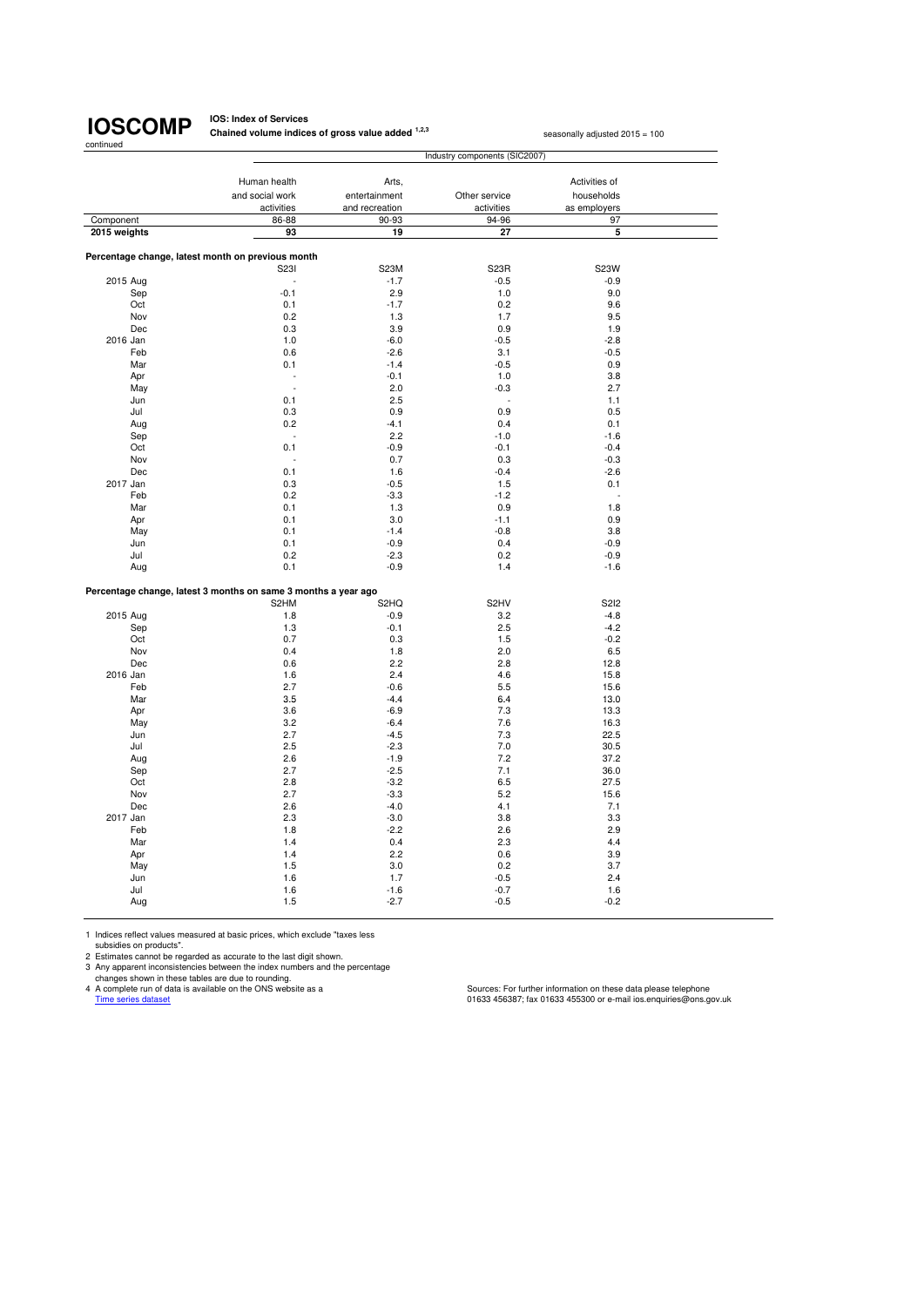# IOSCOMP

continued

**IOS: Index of Services**

**Chained volume indices of gross value added [1,2,3]**

seasonally adjusted 2015 = 100

| | Industry components (SIC2007) | | | |
|---|---|---|---|---|
| | Human health and social work activities | Arts, entertainment and recreation | Other service activities | Activities of households as employers |
| Component | 86-88 | 90-93 | 94-96 | 97 |
| **2015 weights** | **93** | **19** | **27** | **5** |
| **Percentage change, latest month on previous month** | | | | |
| | S23I | S23M | S23R | S23W |
| 2015 Aug | - | -1.7 | -0.5 | -0.9 |
| Sep | -0.1 | 2.9 | 1.0 | 9.0 |
| Oct | 0.1 | -1.7 | 0.2 | 9.6 |
| Nov | 0.2 | 1.3 | 1.7 | 9.5 |
| Dec | 0.3 | 3.9 | 0.9 | 1.9 |
| 2016 Jan | 1.0 | -6.0 | -0.5 | -2.8 |
| Feb | 0.6 | -2.6 | 3.1 | -0.5 |
| Mar | 0.1 | -1.4 | -0.5 | 0.9 |
| Apr | - | -0.1 | 1.0 | 3.8 |
| May | - | 2.0 | -0.3 | 2.7 |
| Jun | 0.1 | 2.5 | - | 1.1 |
| Jul | 0.3 | 0.9 | 0.9 | 0.5 |
| Aug | 0.2 | -4.1 | 0.4 | 0.1 |
| Sep | - | 2.2 | -1.0 | -1.6 |
| Oct | 0.1 | -0.9 | -0.1 | -0.4 |
| Nov | - | 0.7 | 0.3 | -0.3 |
| Dec | 0.1 | 1.6 | -0.4 | -2.6 |
| 2017 Jan | 0.3 | -0.5 | 1.5 | 0.1 |
| Feb | 0.2 | -3.3 | -1.2 | - |
| Mar | 0.1 | 1.3 | 0.9 | 1.8 |
| Apr | 0.1 | 3.0 | -1.1 | 0.9 |
| May | 0.1 | -1.4 | -0.8 | 3.8 |
| Jun | 0.1 | -0.9 | 0.4 | -0.9 |
| Jul | 0.2 | -2.3 | 0.2 | -0.9 |
| Aug | 0.1 | -0.9 | 1.4 | -1.6 |
| **Percentage change, latest 3 months on same 3 months a year ago** | | | | |
| | S2HM | S2HQ | S2HV | S2I2 |
| 2015 Aug | 1.8 | -0.9 | 3.2 | -4.8 |
| Sep | 1.3 | -0.1 | 2.5 | -4.2 |
| Oct | 0.7 | 0.3 | 1.5 | -0.2 |
| Nov | 0.4 | 1.8 | 2.0 | 6.5 |
| Dec | 0.6 | 2.2 | 2.8 | 12.8 |
| 2016 Jan | 1.6 | 2.4 | 4.6 | 15.8 |
| Feb | 2.7 | -0.6 | 5.5 | 15.6 |
| Mar | 3.5 | -4.4 | 6.4 | 13.0 |
| Apr | 3.6 | -6.9 | 7.3 | 13.3 |
| May | 3.2 | -6.4 | 7.6 | 16.3 |
| Jun | 2.7 | -4.5 | 7.3 | 22.5 |
| Jul | 2.5 | -2.3 | 7.0 | 30.5 |
| Aug | 2.6 | -1.9 | 7.2 | 37.2 |
| Sep | 2.7 | -2.5 | 7.1 | 36.0 |
| Oct | 2.8 | -3.2 | 6.5 | 27.5 |
| Nov | 2.7 | -3.3 | 5.2 | 15.6 |
| Dec | 2.6 | -4.0 | 4.1 | 7.1 |
| 2017 Jan | 2.3 | -3.0 | 3.8 | 3.3 |
| Feb | 1.8 | -2.2 | 2.6 | 2.9 |
| Mar | 1.4 | 0.4 | 2.3 | 4.4 |
| Apr | 1.4 | 2.2 | 0.6 | 3.9 |
| May | 1.5 | 3.0 | 0.2 | 3.7 |
| Jun | 1.6 | 1.7 | -0.5 | 2.4 |
| Jul | 1.6 | -1.6 | -0.7 | 1.6 |
| Aug | 1.5 | -2.7 | -0.5 | -0.2 |

1 Indices reflect values measured at basic prices, which exclude "taxes less subsidies on products".

2 Estimates cannot be regarded as accurate to the last digit shown.

3 Any apparent inconsistencies between the index numbers and the percentage changes shown in these tables are due to rounding.

4 A complete run of data is available on the ONS website as a Time series dataset

Sources: For further information on these data please telephone 01633 456387; fax 01633 455300 or e-mail ios.enquiries@ons.gov.uk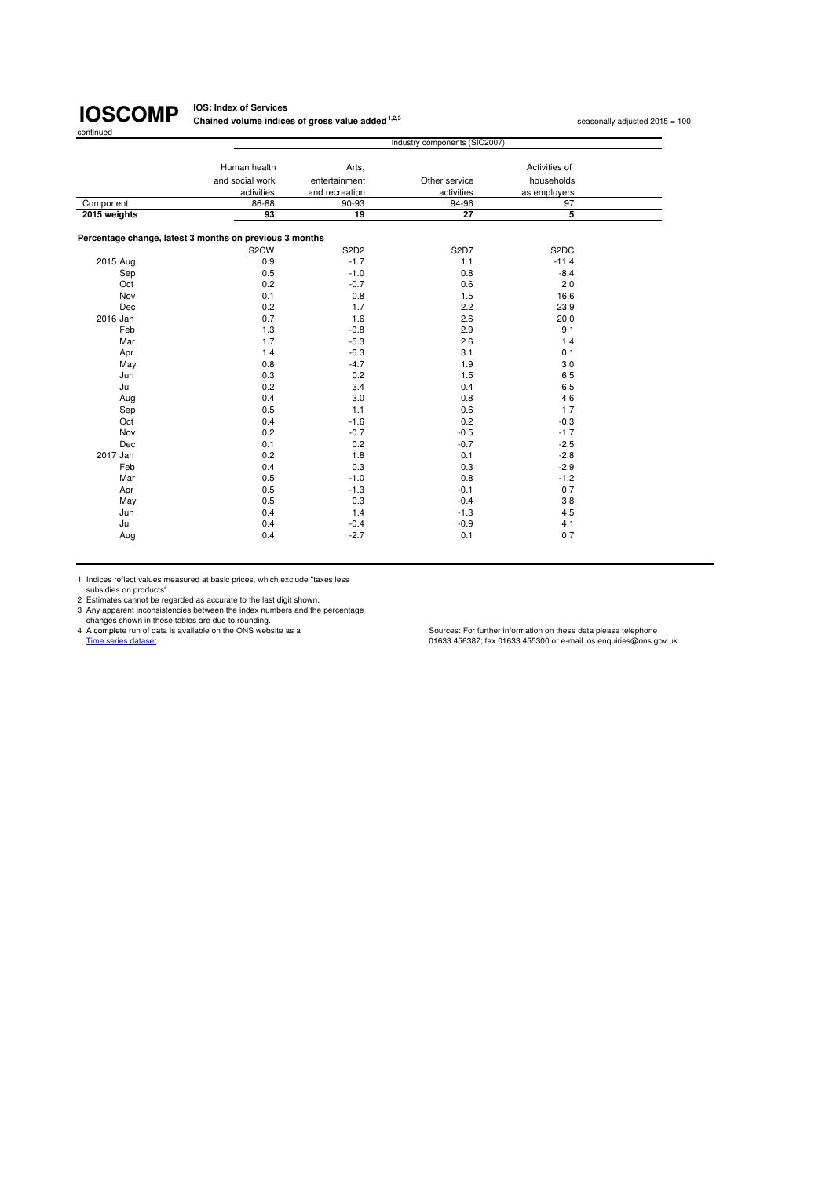# IOSCOMP

**IOS: Index of Services**

**Chained volume indices of gross value added[1,2,3]**

seasonally adjusted 2015 = 100

continued

| | Industry components (SIC2007) | | | |
|---|---|---|---|---|
| | Human health and social work activities | Arts, entertainment and recreation | Other service activities | Activities of households as employers |
| Component | 86-88 | 90-93 | 94-96 | 97 |
| **2015 weights** | **93** | **19** | **27** | **5** |
| **Percentage change, latest 3 months on previous 3 months** | | | | |
| | S2CW | S2D2 | S2D7 | S2DC |
| 2015 Aug | 0.9 | -1.7 | 1.1 | -11.4 |
| Sep | 0.5 | -1.0 | 0.8 | -8.4 |
| Oct | 0.2 | -0.7 | 0.6 | 2.0 |
| Nov | 0.1 | 0.8 | 1.5 | 16.6 |
| Dec | 0.2 | 1.7 | 2.2 | 23.9 |
| 2016 Jan | 0.7 | 1.6 | 2.6 | 20.0 |
| Feb | 1.3 | -0.8 | 2.9 | 9.1 |
| Mar | 1.7 | -5.3 | 2.6 | 1.4 |
| Apr | 1.4 | -6.3 | 3.1 | 0.1 |
| May | 0.8 | -4.7 | 1.9 | 3.0 |
| Jun | 0.3 | 0.2 | 1.5 | 6.5 |
| Jul | 0.2 | 3.4 | 0.4 | 6.5 |
| Aug | 0.4 | 3.0 | 0.8 | 4.6 |
| Sep | 0.5 | 1.1 | 0.6 | 1.7 |
| Oct | 0.4 | -1.6 | 0.2 | -0.3 |
| Nov | 0.2 | -0.7 | -0.5 | -1.7 |
| Dec | 0.1 | 0.2 | -0.7 | -2.5 |
| 2017 Jan | 0.2 | 1.8 | 0.1 | -2.8 |
| Feb | 0.4 | 0.3 | 0.3 | -2.9 |
| Mar | 0.5 | -1.0 | 0.8 | -1.2 |
| Apr | 0.5 | -1.3 | -0.1 | 0.7 |
| May | 0.5 | 0.3 | -0.4 | 3.8 |
| Jun | 0.4 | 1.4 | -1.3 | 4.5 |
| Jul | 0.4 | -0.4 | -0.9 | 4.1 |
| Aug | 0.4 | -2.7 | 0.1 | 0.7 |

1 Indices reflect values measured at basic prices, which exclude "taxes less subsidies on products".
2 Estimates cannot be regarded as accurate to the last digit shown.
3 Any apparent inconsistencies between the index numbers and the percentage changes shown in these tables are due to rounding.
4 A complete run of data is available on the ONS website as a Time series dataset

Sources: For further information on these data please telephone 01633 456387; fax 01633 455300 or e-mail ios.enquiries@ons.gov.uk